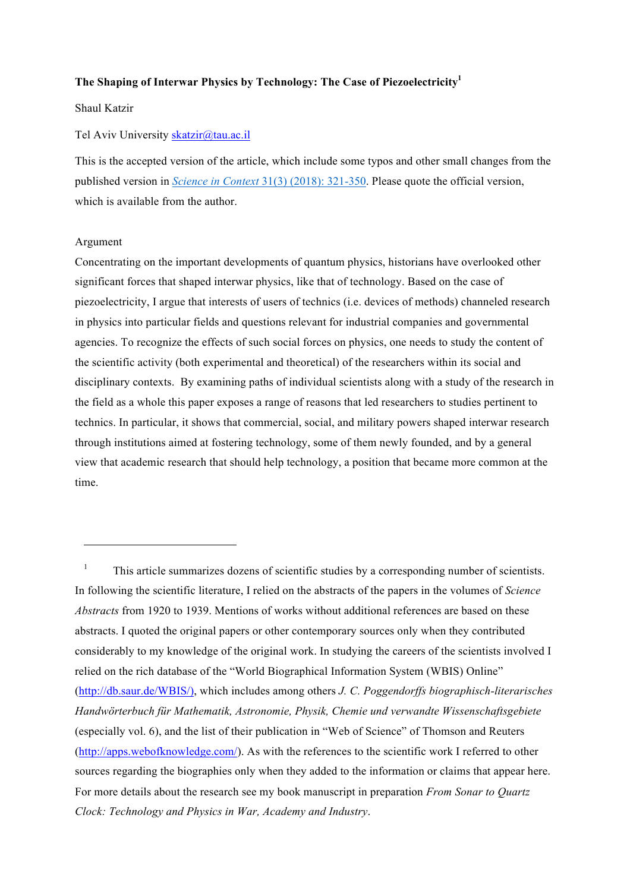**The Shaping of Interwar Physics by Technology: The Case of Piezoelectricity**[1]

Shaul Katzir

Tel Aviv University skatzir@tau.ac.il

This is the accepted version of the article, which include some typos and other small changes from the published version in *Science in Context* 31(3) (2018): 321-350. Please quote the official version, which is available from the author.

Argument

Concentrating on the important developments of quantum physics, historians have overlooked other significant forces that shaped interwar physics, like that of technology. Based on the case of piezoelectricity, I argue that interests of users of technics (i.e. devices of methods) channeled research in physics into particular fields and questions relevant for industrial companies and governmental agencies. To recognize the effects of such social forces on physics, one needs to study the content of the scientific activity (both experimental and theoretical) of the researchers within its social and disciplinary contexts. By examining paths of individual scientists along with a study of the research in the field as a whole this paper exposes a range of reasons that led researchers to studies pertinent to technics. In particular, it shows that commercial, social, and military powers shaped interwar research through institutions aimed at fostering technology, some of them newly founded, and by a general view that academic research that should help technology, a position that became more common at the time.

---

[1] This article summarizes dozens of scientific studies by a corresponding number of scientists. In following the scientific literature, I relied on the abstracts of the papers in the volumes of *Science Abstracts* from 1920 to 1939. Mentions of works without additional references are based on these abstracts. I quoted the original papers or other contemporary sources only when they contributed considerably to my knowledge of the original work. In studying the careers of the scientists involved I relied on the rich database of the "World Biographical Information System (WBIS) Online" (http://db.saur.de/WBIS/), which includes among others *J. C. Poggendorffs biographisch-literarisches Handwörterbuch für Mathematik, Astronomie, Physik, Chemie und verwandte Wissenschaftsgebiete* (especially vol. 6), and the list of their publication in "Web of Science" of Thomson and Reuters (http://apps.webofknowledge.com/). As with the references to the scientific work I referred to other sources regarding the biographies only when they added to the information or claims that appear here. For more details about the research see my book manuscript in preparation *From Sonar to Quartz Clock: Technology and Physics in War, Academy and Industry*.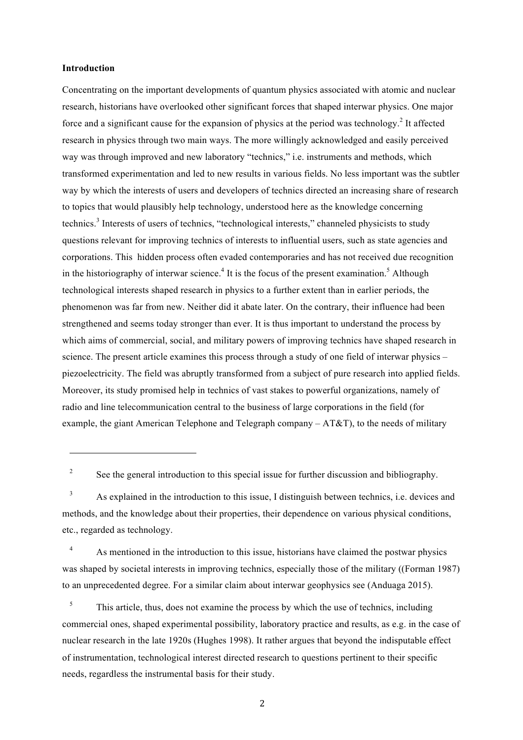**Introduction**

Concentrating on the important developments of quantum physics associated with atomic and nuclear research, historians have overlooked other significant forces that shaped interwar physics. One major force and a significant cause for the expansion of physics at the period was technology.[2] It affected research in physics through two main ways. The more willingly acknowledged and easily perceived way was through improved and new laboratory "technics," i.e. instruments and methods, which transformed experimentation and led to new results in various fields. No less important was the subtler way by which the interests of users and developers of technics directed an increasing share of research to topics that would plausibly help technology, understood here as the knowledge concerning technics.[3] Interests of users of technics, "technological interests," channeled physicists to study questions relevant for improving technics of interests to influential users, such as state agencies and corporations. This hidden process often evaded contemporaries and has not received due recognition in the historiography of interwar science.[4] It is the focus of the present examination.[5] Although technological interests shaped research in physics to a further extent than in earlier periods, the phenomenon was far from new. Neither did it abate later. On the contrary, their influence had been strengthened and seems today stronger than ever. It is thus important to understand the process by which aims of commercial, social, and military powers of improving technics have shaped research in science. The present article examines this process through a study of one field of interwar physics – piezoelectricity. The field was abruptly transformed from a subject of pure research into applied fields. Moreover, its study promised help in technics of vast stakes to powerful organizations, namely of radio and line telecommunication central to the business of large corporations in the field (for example, the giant American Telephone and Telegraph company – AT&T), to the needs of military

---

[2] See the general introduction to this special issue for further discussion and bibliography.

[3] As explained in the introduction to this issue, I distinguish between technics, i.e. devices and methods, and the knowledge about their properties, their dependence on various physical conditions, etc., regarded as technology.

[4] As mentioned in the introduction to this issue, historians have claimed the postwar physics was shaped by societal interests in improving technics, especially those of the military ((Forman 1987) to an unprecedented degree. For a similar claim about interwar geophysics see (Anduaga 2015).

[5] This article, thus, does not examine the process by which the use of technics, including commercial ones, shaped experimental possibility, laboratory practice and results, as e.g. in the case of nuclear research in the late 1920s (Hughes 1998). It rather argues that beyond the indisputable effect of instrumentation, technological interest directed research to questions pertinent to their specific needs, regardless the instrumental basis for their study.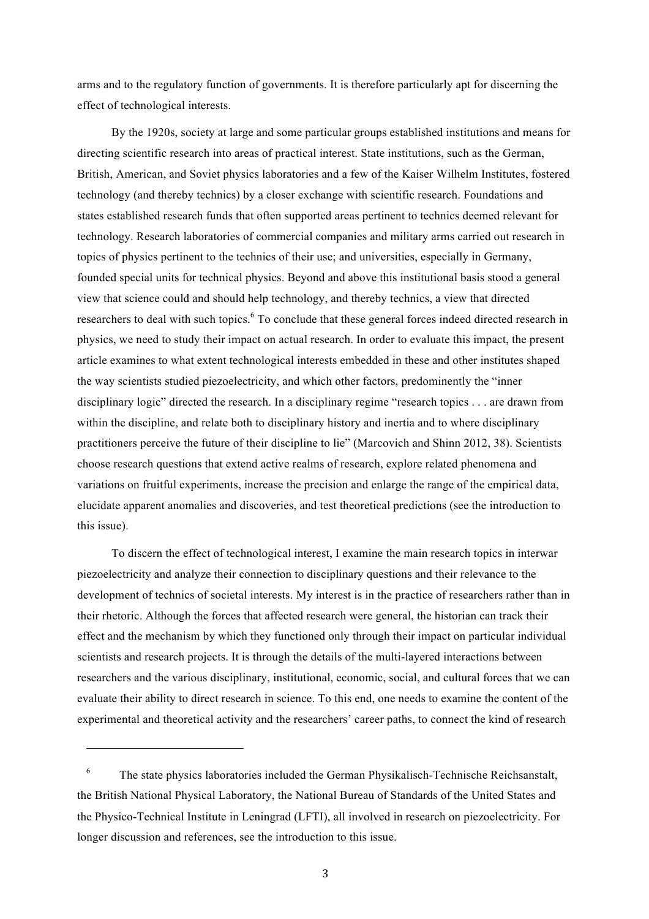arms and to the regulatory function of governments. It is therefore particularly apt for discerning the effect of technological interests.

By the 1920s, society at large and some particular groups established institutions and means for directing scientific research into areas of practical interest. State institutions, such as the German, British, American, and Soviet physics laboratories and a few of the Kaiser Wilhelm Institutes, fostered technology (and thereby technics) by a closer exchange with scientific research. Foundations and states established research funds that often supported areas pertinent to technics deemed relevant for technology. Research laboratories of commercial companies and military arms carried out research in topics of physics pertinent to the technics of their use; and universities, especially in Germany, founded special units for technical physics. Beyond and above this institutional basis stood a general view that science could and should help technology, and thereby technics, a view that directed researchers to deal with such topics.[6] To conclude that these general forces indeed directed research in physics, we need to study their impact on actual research. In order to evaluate this impact, the present article examines to what extent technological interests embedded in these and other institutes shaped the way scientists studied piezoelectricity, and which other factors, predominently the "inner disciplinary logic" directed the research. In a disciplinary regime "research topics . . . are drawn from within the discipline, and relate both to disciplinary history and inertia and to where disciplinary practitioners perceive the future of their discipline to lie" (Marcovich and Shinn 2012, 38). Scientists choose research questions that extend active realms of research, explore related phenomena and variations on fruitful experiments, increase the precision and enlarge the range of the empirical data, elucidate apparent anomalies and discoveries, and test theoretical predictions (see the introduction to this issue).

To discern the effect of technological interest, I examine the main research topics in interwar piezoelectricity and analyze their connection to disciplinary questions and their relevance to the development of technics of societal interests. My interest is in the practice of researchers rather than in their rhetoric. Although the forces that affected research were general, the historian can track their effect and the mechanism by which they functioned only through their impact on particular individual scientists and research projects. It is through the details of the multi-layered interactions between researchers and the various disciplinary, institutional, economic, social, and cultural forces that we can evaluate their ability to direct research in science. To this end, one needs to examine the content of the experimental and theoretical activity and the researchers' career paths, to connect the kind of research

[6] The state physics laboratories included the German Physikalisch-Technische Reichsanstalt, the British National Physical Laboratory, the National Bureau of Standards of the United States and the Physico-Technical Institute in Leningrad (LFTI), all involved in research on piezoelectricity. For longer discussion and references, see the introduction to this issue.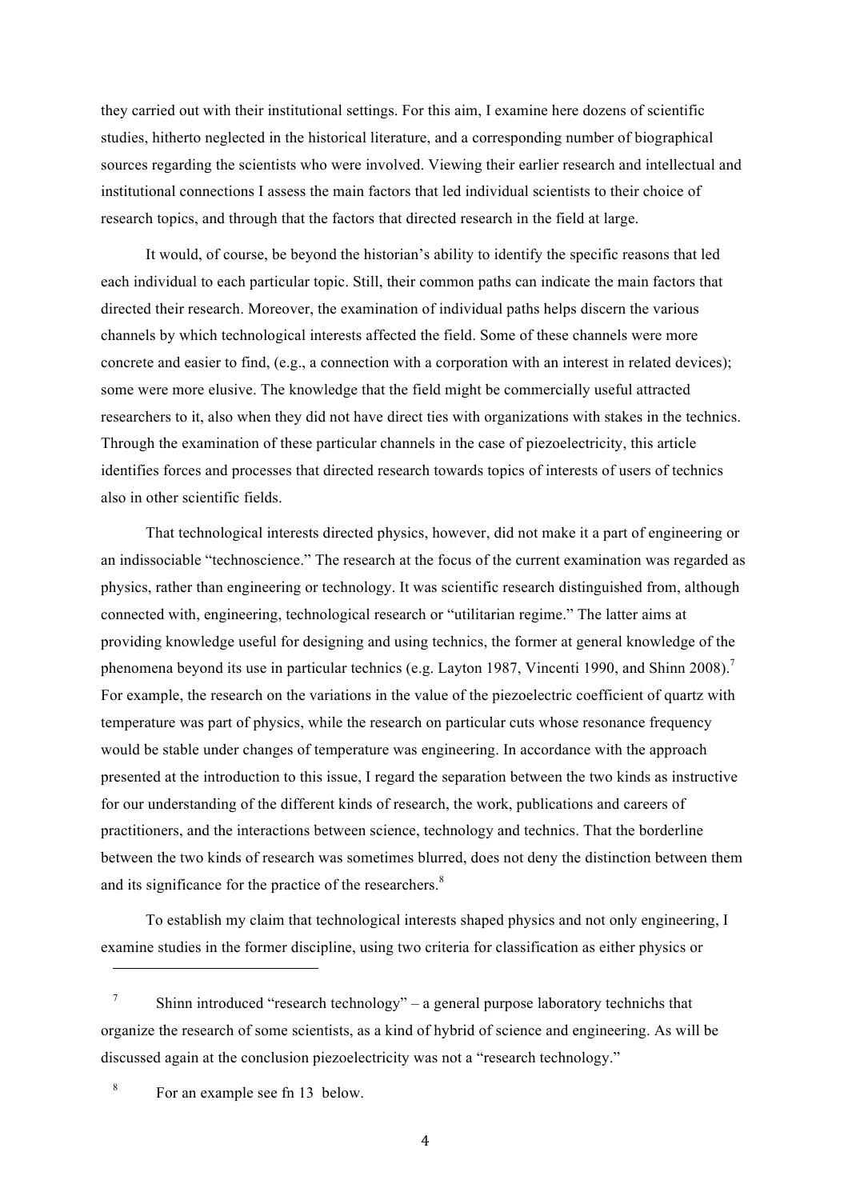they carried out with their institutional settings. For this aim, I examine here dozens of scientific studies, hitherto neglected in the historical literature, and a corresponding number of biographical sources regarding the scientists who were involved. Viewing their earlier research and intellectual and institutional connections I assess the main factors that led individual scientists to their choice of research topics, and through that the factors that directed research in the field at large.

It would, of course, be beyond the historian's ability to identify the specific reasons that led each individual to each particular topic. Still, their common paths can indicate the main factors that directed their research. Moreover, the examination of individual paths helps discern the various channels by which technological interests affected the field. Some of these channels were more concrete and easier to find, (e.g., a connection with a corporation with an interest in related devices); some were more elusive. The knowledge that the field might be commercially useful attracted researchers to it, also when they did not have direct ties with organizations with stakes in the technics. Through the examination of these particular channels in the case of piezoelectricity, this article identifies forces and processes that directed research towards topics of interests of users of technics also in other scientific fields.

That technological interests directed physics, however, did not make it a part of engineering or an indissociable "technoscience." The research at the focus of the current examination was regarded as physics, rather than engineering or technology. It was scientific research distinguished from, although connected with, engineering, technological research or "utilitarian regime." The latter aims at providing knowledge useful for designing and using technics, the former at general knowledge of the phenomena beyond its use in particular technics (e.g. Layton 1987, Vincenti 1990, and Shinn 2008).[7] For example, the research on the variations in the value of the piezoelectric coefficient of quartz with temperature was part of physics, while the research on particular cuts whose resonance frequency would be stable under changes of temperature was engineering. In accordance with the approach presented at the introduction to this issue, I regard the separation between the two kinds as instructive for our understanding of the different kinds of research, the work, publications and careers of practitioners, and the interactions between science, technology and technics. That the borderline between the two kinds of research was sometimes blurred, does not deny the distinction between them and its significance for the practice of the researchers.[8]

To establish my claim that technological interests shaped physics and not only engineering, I examine studies in the former discipline, using two criteria for classification as either physics or

---

[7] Shinn introduced "research technology" – a general purpose laboratory technichs that organize the research of some scientists, as a kind of hybrid of science and engineering. As will be discussed again at the conclusion piezoelectricity was not a "research technology."

[8] For an example see fn 13 below.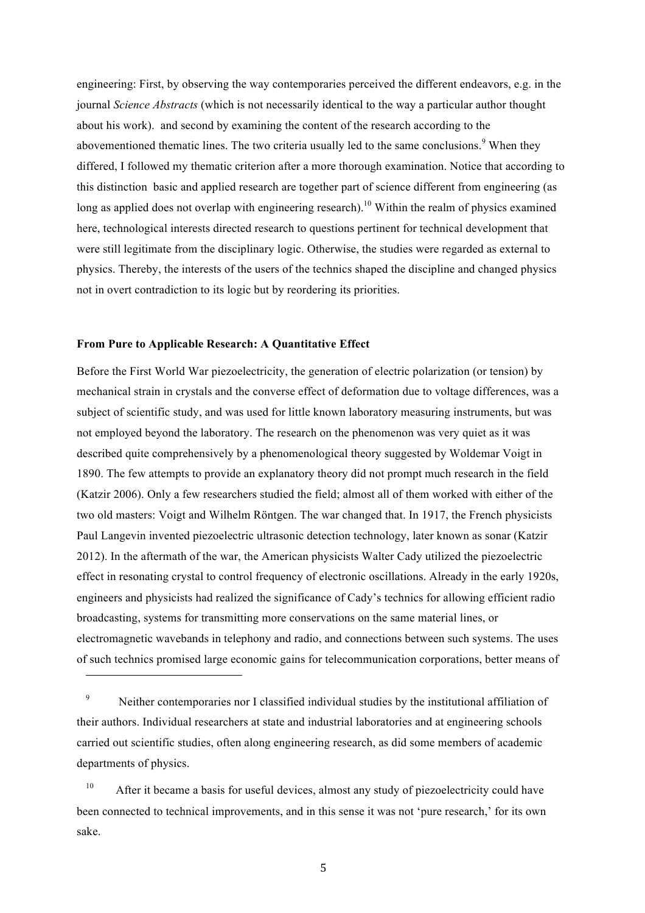engineering: First, by observing the way contemporaries perceived the different endeavors, e.g. in the journal *Science Abstracts* (which is not necessarily identical to the way a particular author thought about his work). and second by examining the content of the research according to the abovementioned thematic lines. The two criteria usually led to the same conclusions.[9] When they differed, I followed my thematic criterion after a more thorough examination. Notice that according to this distinction basic and applied research are together part of science different from engineering (as long as applied does not overlap with engineering research).[10] Within the realm of physics examined here, technological interests directed research to questions pertinent for technical development that were still legitimate from the disciplinary logic. Otherwise, the studies were regarded as external to physics. Thereby, the interests of the users of the technics shaped the discipline and changed physics not in overt contradiction to its logic but by reordering its priorities.

**From Pure to Applicable Research: A Quantitative Effect**

Before the First World War piezoelectricity, the generation of electric polarization (or tension) by mechanical strain in crystals and the converse effect of deformation due to voltage differences, was a subject of scientific study, and was used for little known laboratory measuring instruments, but was not employed beyond the laboratory. The research on the phenomenon was very quiet as it was described quite comprehensively by a phenomenological theory suggested by Woldemar Voigt in 1890. The few attempts to provide an explanatory theory did not prompt much research in the field (Katzir 2006). Only a few researchers studied the field; almost all of them worked with either of the two old masters: Voigt and Wilhelm Röntgen. The war changed that. In 1917, the French physicists Paul Langevin invented piezoelectric ultrasonic detection technology, later known as sonar (Katzir 2012). In the aftermath of the war, the American physicists Walter Cady utilized the piezoelectric effect in resonating crystal to control frequency of electronic oscillations. Already in the early 1920s, engineers and physicists had realized the significance of Cady's technics for allowing efficient radio broadcasting, systems for transmitting more conservations on the same material lines, or electromagnetic wavebands in telephony and radio, and connections between such systems. The uses of such technics promised large economic gains for telecommunication corporations, better means of

---

[9] Neither contemporaries nor I classified individual studies by the institutional affiliation of their authors. Individual researchers at state and industrial laboratories and at engineering schools carried out scientific studies, often along engineering research, as did some members of academic departments of physics.

[10] After it became a basis for useful devices, almost any study of piezoelectricity could have been connected to technical improvements, and in this sense it was not 'pure research,' for its own sake.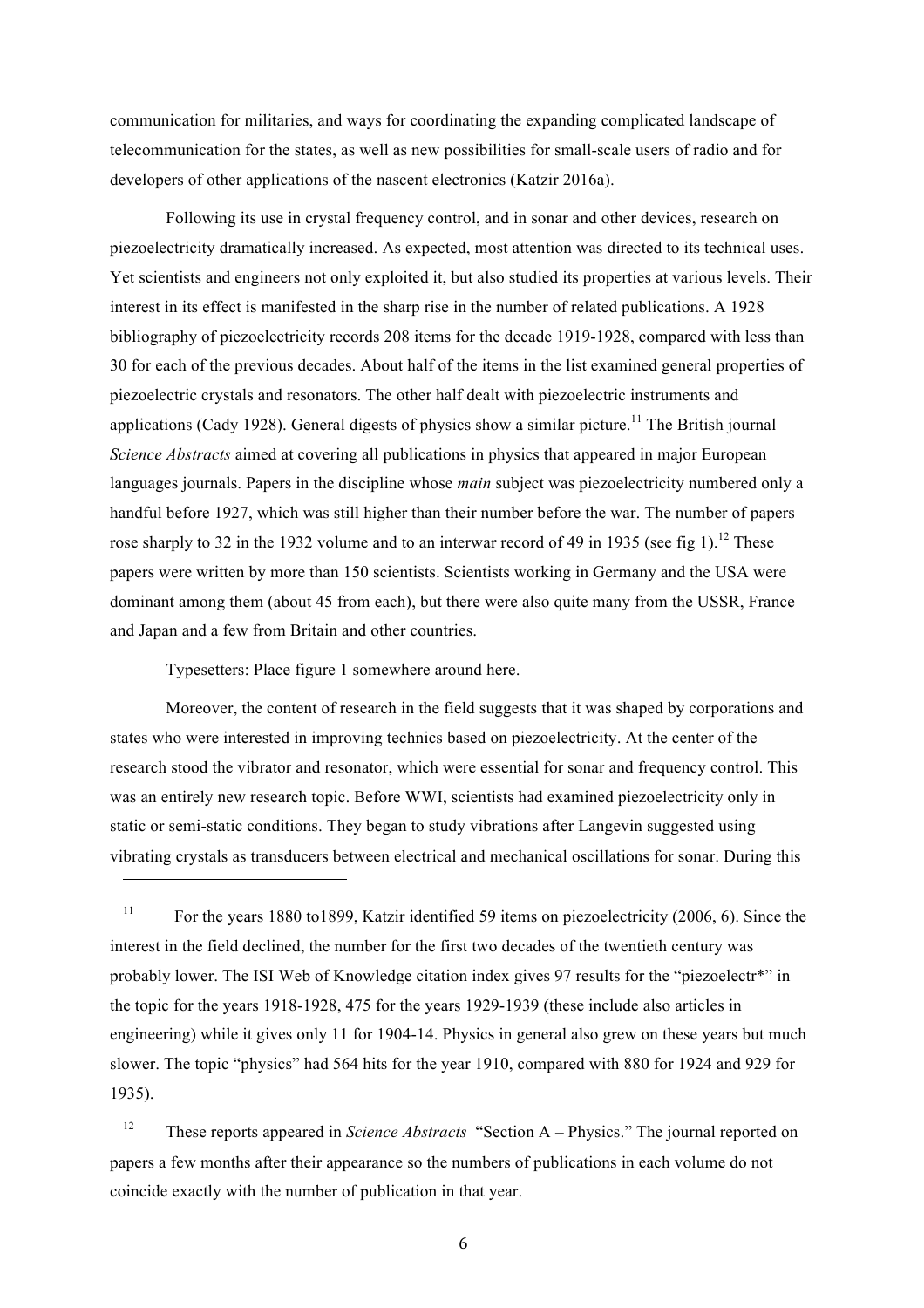communication for militaries, and ways for coordinating the expanding complicated landscape of telecommunication for the states, as well as new possibilities for small-scale users of radio and for developers of other applications of the nascent electronics (Katzir 2016a).

Following its use in crystal frequency control, and in sonar and other devices, research on piezoelectricity dramatically increased. As expected, most attention was directed to its technical uses. Yet scientists and engineers not only exploited it, but also studied its properties at various levels. Their interest in its effect is manifested in the sharp rise in the number of related publications. A 1928 bibliography of piezoelectricity records 208 items for the decade 1919-1928, compared with less than 30 for each of the previous decades. About half of the items in the list examined general properties of piezoelectric crystals and resonators. The other half dealt with piezoelectric instruments and applications (Cady 1928). General digests of physics show a similar picture.[11] The British journal *Science Abstracts* aimed at covering all publications in physics that appeared in major European languages journals. Papers in the discipline whose *main* subject was piezoelectricity numbered only a handful before 1927, which was still higher than their number before the war. The number of papers rose sharply to 32 in the 1932 volume and to an interwar record of 49 in 1935 (see fig 1).[12] These papers were written by more than 150 scientists. Scientists working in Germany and the USA were dominant among them (about 45 from each), but there were also quite many from the USSR, France and Japan and a few from Britain and other countries.

Typesetters: Place figure 1 somewhere around here.

Moreover, the content of research in the field suggests that it was shaped by corporations and states who were interested in improving technics based on piezoelectricity. At the center of the research stood the vibrator and resonator, which were essential for sonar and frequency control. This was an entirely new research topic. Before WWI, scientists had examined piezoelectricity only in static or semi-static conditions. They began to study vibrations after Langevin suggested using vibrating crystals as transducers between electrical and mechanical oscillations for sonar. During this

---

[11] For the years 1880 to1899, Katzir identified 59 items on piezoelectricity (2006, 6). Since the interest in the field declined, the number for the first two decades of the twentieth century was probably lower. The ISI Web of Knowledge citation index gives 97 results for the "piezoelectr*" in the topic for the years 1918-1928, 475 for the years 1929-1939 (these include also articles in engineering) while it gives only 11 for 1904-14. Physics in general also grew on these years but much slower. The topic "physics" had 564 hits for the year 1910, compared with 880 for 1924 and 929 for 1935).

[12] These reports appeared in *Science Abstracts* "Section A – Physics." The journal reported on papers a few months after their appearance so the numbers of publications in each volume do not coincide exactly with the number of publication in that year.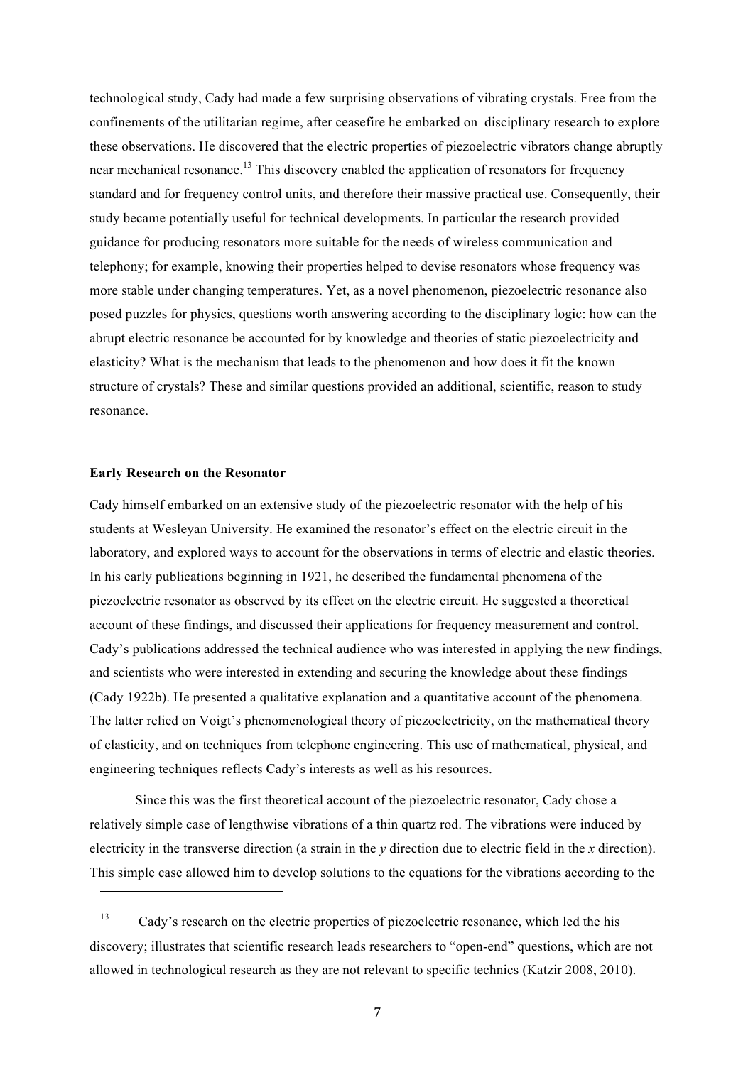technological study, Cady had made a few surprising observations of vibrating crystals. Free from the confinements of the utilitarian regime, after ceasefire he embarked on disciplinary research to explore these observations. He discovered that the electric properties of piezoelectric vibrators change abruptly near mechanical resonance.[13] This discovery enabled the application of resonators for frequency standard and for frequency control units, and therefore their massive practical use. Consequently, their study became potentially useful for technical developments. In particular the research provided guidance for producing resonators more suitable for the needs of wireless communication and telephony; for example, knowing their properties helped to devise resonators whose frequency was more stable under changing temperatures. Yet, as a novel phenomenon, piezoelectric resonance also posed puzzles for physics, questions worth answering according to the disciplinary logic: how can the abrupt electric resonance be accounted for by knowledge and theories of static piezoelectricity and elasticity? What is the mechanism that leads to the phenomenon and how does it fit the known structure of crystals? These and similar questions provided an additional, scientific, reason to study resonance.

**Early Research on the Resonator**

Cady himself embarked on an extensive study of the piezoelectric resonator with the help of his students at Wesleyan University. He examined the resonator's effect on the electric circuit in the laboratory, and explored ways to account for the observations in terms of electric and elastic theories. In his early publications beginning in 1921, he described the fundamental phenomena of the piezoelectric resonator as observed by its effect on the electric circuit. He suggested a theoretical account of these findings, and discussed their applications for frequency measurement and control. Cady's publications addressed the technical audience who was interested in applying the new findings, and scientists who were interested in extending and securing the knowledge about these findings (Cady 1922b). He presented a qualitative explanation and a quantitative account of the phenomena. The latter relied on Voigt's phenomenological theory of piezoelectricity, on the mathematical theory of elasticity, and on techniques from telephone engineering. This use of mathematical, physical, and engineering techniques reflects Cady's interests as well as his resources.

Since this was the first theoretical account of the piezoelectric resonator, Cady chose a relatively simple case of lengthwise vibrations of a thin quartz rod. The vibrations were induced by electricity in the transverse direction (a strain in the *y* direction due to electric field in the *x* direction). This simple case allowed him to develop solutions to the equations for the vibrations according to the

---

[13] Cady's research on the electric properties of piezoelectric resonance, which led the his discovery; illustrates that scientific research leads researchers to "open-end" questions, which are not allowed in technological research as they are not relevant to specific technics (Katzir 2008, 2010).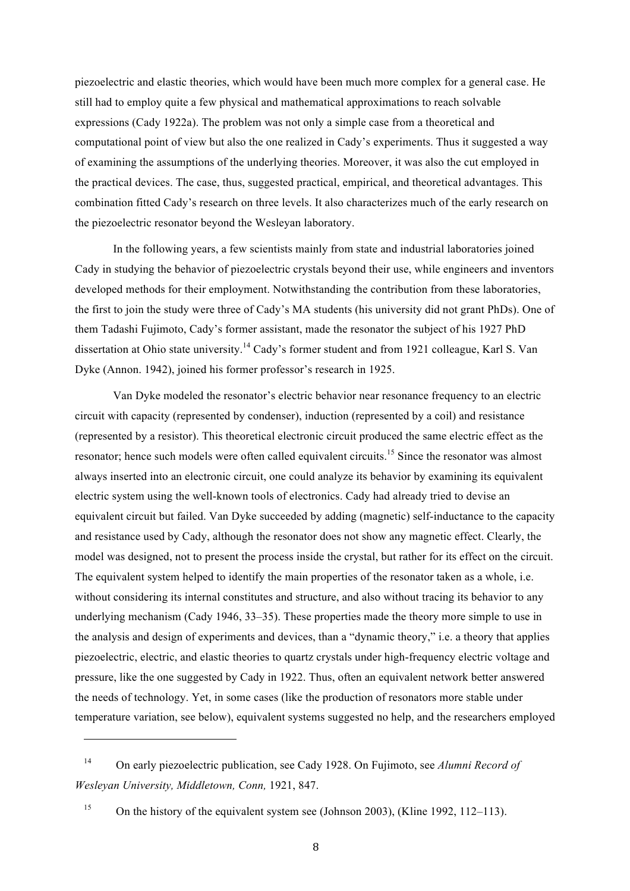piezoelectric and elastic theories, which would have been much more complex for a general case. He still had to employ quite a few physical and mathematical approximations to reach solvable expressions (Cady 1922a). The problem was not only a simple case from a theoretical and computational point of view but also the one realized in Cady's experiments. Thus it suggested a way of examining the assumptions of the underlying theories. Moreover, it was also the cut employed in the practical devices. The case, thus, suggested practical, empirical, and theoretical advantages. This combination fitted Cady's research on three levels. It also characterizes much of the early research on the piezoelectric resonator beyond the Wesleyan laboratory.

In the following years, a few scientists mainly from state and industrial laboratories joined Cady in studying the behavior of piezoelectric crystals beyond their use, while engineers and inventors developed methods for their employment. Notwithstanding the contribution from these laboratories, the first to join the study were three of Cady's MA students (his university did not grant PhDs). One of them Tadashi Fujimoto, Cady's former assistant, made the resonator the subject of his 1927 PhD dissertation at Ohio state university.[14] Cady's former student and from 1921 colleague, Karl S. Van Dyke (Annon. 1942), joined his former professor's research in 1925.

Van Dyke modeled the resonator's electric behavior near resonance frequency to an electric circuit with capacity (represented by condenser), induction (represented by a coil) and resistance (represented by a resistor). This theoretical electronic circuit produced the same electric effect as the resonator; hence such models were often called equivalent circuits.[15] Since the resonator was almost always inserted into an electronic circuit, one could analyze its behavior by examining its equivalent electric system using the well-known tools of electronics. Cady had already tried to devise an equivalent circuit but failed. Van Dyke succeeded by adding (magnetic) self-inductance to the capacity and resistance used by Cady, although the resonator does not show any magnetic effect. Clearly, the model was designed, not to present the process inside the crystal, but rather for its effect on the circuit. The equivalent system helped to identify the main properties of the resonator taken as a whole, i.e. without considering its internal constitutes and structure, and also without tracing its behavior to any underlying mechanism (Cady 1946, 33–35). These properties made the theory more simple to use in the analysis and design of experiments and devices, than a "dynamic theory," i.e. a theory that applies piezoelectric, electric, and elastic theories to quartz crystals under high-frequency electric voltage and pressure, like the one suggested by Cady in 1922. Thus, often an equivalent network better answered the needs of technology. Yet, in some cases (like the production of resonators more stable under temperature variation, see below), equivalent systems suggested no help, and the researchers employed

---

[14] On early piezoelectric publication, see Cady 1928. On Fujimoto, see *Alumni Record of Wesleyan University, Middletown, Conn,* 1921, 847.

[15] On the history of the equivalent system see (Johnson 2003), (Kline 1992, 112–113).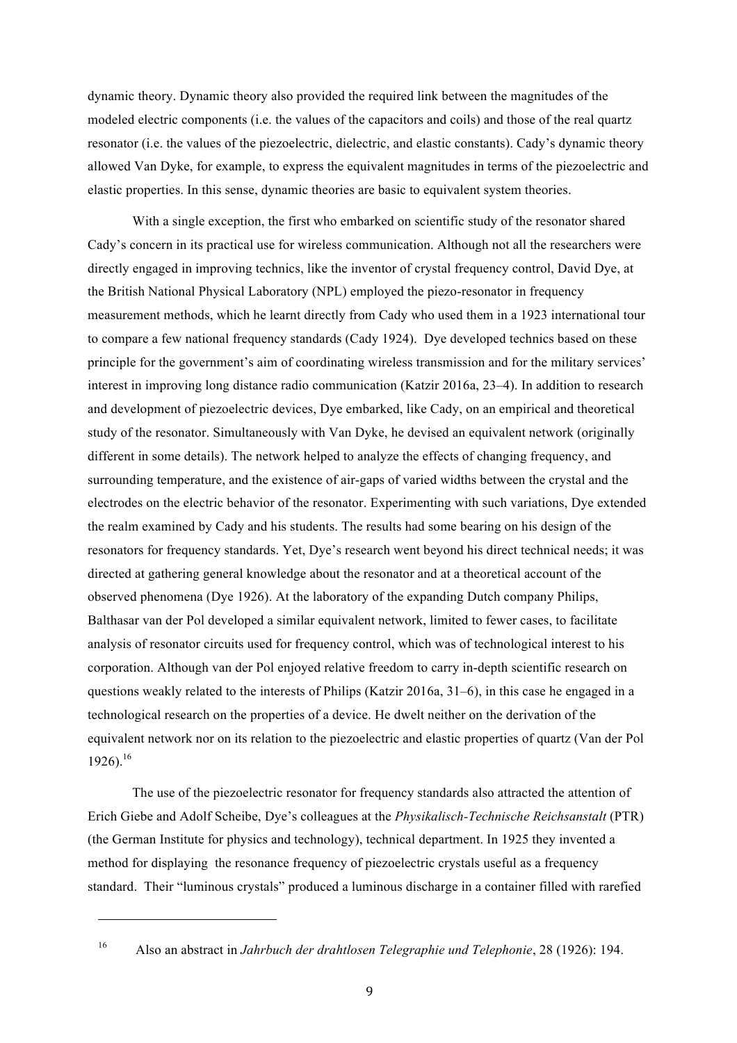dynamic theory. Dynamic theory also provided the required link between the magnitudes of the modeled electric components (i.e. the values of the capacitors and coils) and those of the real quartz resonator (i.e. the values of the piezoelectric, dielectric, and elastic constants). Cady's dynamic theory allowed Van Dyke, for example, to express the equivalent magnitudes in terms of the piezoelectric and elastic properties. In this sense, dynamic theories are basic to equivalent system theories.

With a single exception, the first who embarked on scientific study of the resonator shared Cady's concern in its practical use for wireless communication. Although not all the researchers were directly engaged in improving technics, like the inventor of crystal frequency control, David Dye, at the British National Physical Laboratory (NPL) employed the piezo-resonator in frequency measurement methods, which he learnt directly from Cady who used them in a 1923 international tour to compare a few national frequency standards (Cady 1924). Dye developed technics based on these principle for the government's aim of coordinating wireless transmission and for the military services' interest in improving long distance radio communication (Katzir 2016a, 23–4). In addition to research and development of piezoelectric devices, Dye embarked, like Cady, on an empirical and theoretical study of the resonator. Simultaneously with Van Dyke, he devised an equivalent network (originally different in some details). The network helped to analyze the effects of changing frequency, and surrounding temperature, and the existence of air-gaps of varied widths between the crystal and the electrodes on the electric behavior of the resonator. Experimenting with such variations, Dye extended the realm examined by Cady and his students. The results had some bearing on his design of the resonators for frequency standards. Yet, Dye's research went beyond his direct technical needs; it was directed at gathering general knowledge about the resonator and at a theoretical account of the observed phenomena (Dye 1926). At the laboratory of the expanding Dutch company Philips, Balthasar van der Pol developed a similar equivalent network, limited to fewer cases, to facilitate analysis of resonator circuits used for frequency control, which was of technological interest to his corporation. Although van der Pol enjoyed relative freedom to carry in-depth scientific research on questions weakly related to the interests of Philips (Katzir 2016a, 31–6), in this case he engaged in a technological research on the properties of a device. He dwelt neither on the derivation of the equivalent network nor on its relation to the piezoelectric and elastic properties of quartz (Van der Pol 1926).[16]

The use of the piezoelectric resonator for frequency standards also attracted the attention of Erich Giebe and Adolf Scheibe, Dye's colleagues at the *Physikalisch-Technische Reichsanstalt* (PTR) (the German Institute for physics and technology), technical department. In 1925 they invented a method for displaying the resonance frequency of piezoelectric crystals useful as a frequency standard. Their "luminous crystals" produced a luminous discharge in a container filled with rarefied

---

[16] Also an abstract in *Jahrbuch der drahtlosen Telegraphie und Telephonie*, 28 (1926): 194.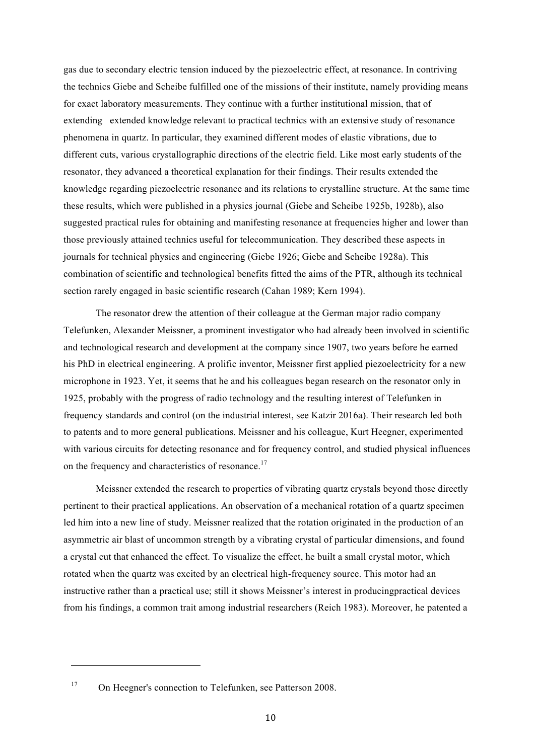gas due to secondary electric tension induced by the piezoelectric effect, at resonance. In contriving the technics Giebe and Scheibe fulfilled one of the missions of their institute, namely providing means for exact laboratory measurements. They continue with a further institutional mission, that of extending extended knowledge relevant to practical technics with an extensive study of resonance phenomena in quartz. In particular, they examined different modes of elastic vibrations, due to different cuts, various crystallographic directions of the electric field. Like most early students of the resonator, they advanced a theoretical explanation for their findings. Their results extended the knowledge regarding piezoelectric resonance and its relations to crystalline structure. At the same time these results, which were published in a physics journal (Giebe and Scheibe 1925b, 1928b), also suggested practical rules for obtaining and manifesting resonance at frequencies higher and lower than those previously attained technics useful for telecommunication. They described these aspects in journals for technical physics and engineering (Giebe 1926; Giebe and Scheibe 1928a). This combination of scientific and technological benefits fitted the aims of the PTR, although its technical section rarely engaged in basic scientific research (Cahan 1989; Kern 1994).

The resonator drew the attention of their colleague at the German major radio company Telefunken, Alexander Meissner, a prominent investigator who had already been involved in scientific and technological research and development at the company since 1907, two years before he earned his PhD in electrical engineering. A prolific inventor, Meissner first applied piezoelectricity for a new microphone in 1923. Yet, it seems that he and his colleagues began research on the resonator only in 1925, probably with the progress of radio technology and the resulting interest of Telefunken in frequency standards and control (on the industrial interest, see Katzir 2016a). Their research led both to patents and to more general publications. Meissner and his colleague, Kurt Heegner, experimented with various circuits for detecting resonance and for frequency control, and studied physical influences on the frequency and characteristics of resonance.[17]

Meissner extended the research to properties of vibrating quartz crystals beyond those directly pertinent to their practical applications. An observation of a mechanical rotation of a quartz specimen led him into a new line of study. Meissner realized that the rotation originated in the production of an asymmetric air blast of uncommon strength by a vibrating crystal of particular dimensions, and found a crystal cut that enhanced the effect. To visualize the effect, he built a small crystal motor, which rotated when the quartz was excited by an electrical high-frequency source. This motor had an instructive rather than a practical use; still it shows Meissner's interest in producingpractical devices from his findings, a common trait among industrial researchers (Reich 1983). Moreover, he patented a

[17] On Heegner's connection to Telefunken, see Patterson 2008.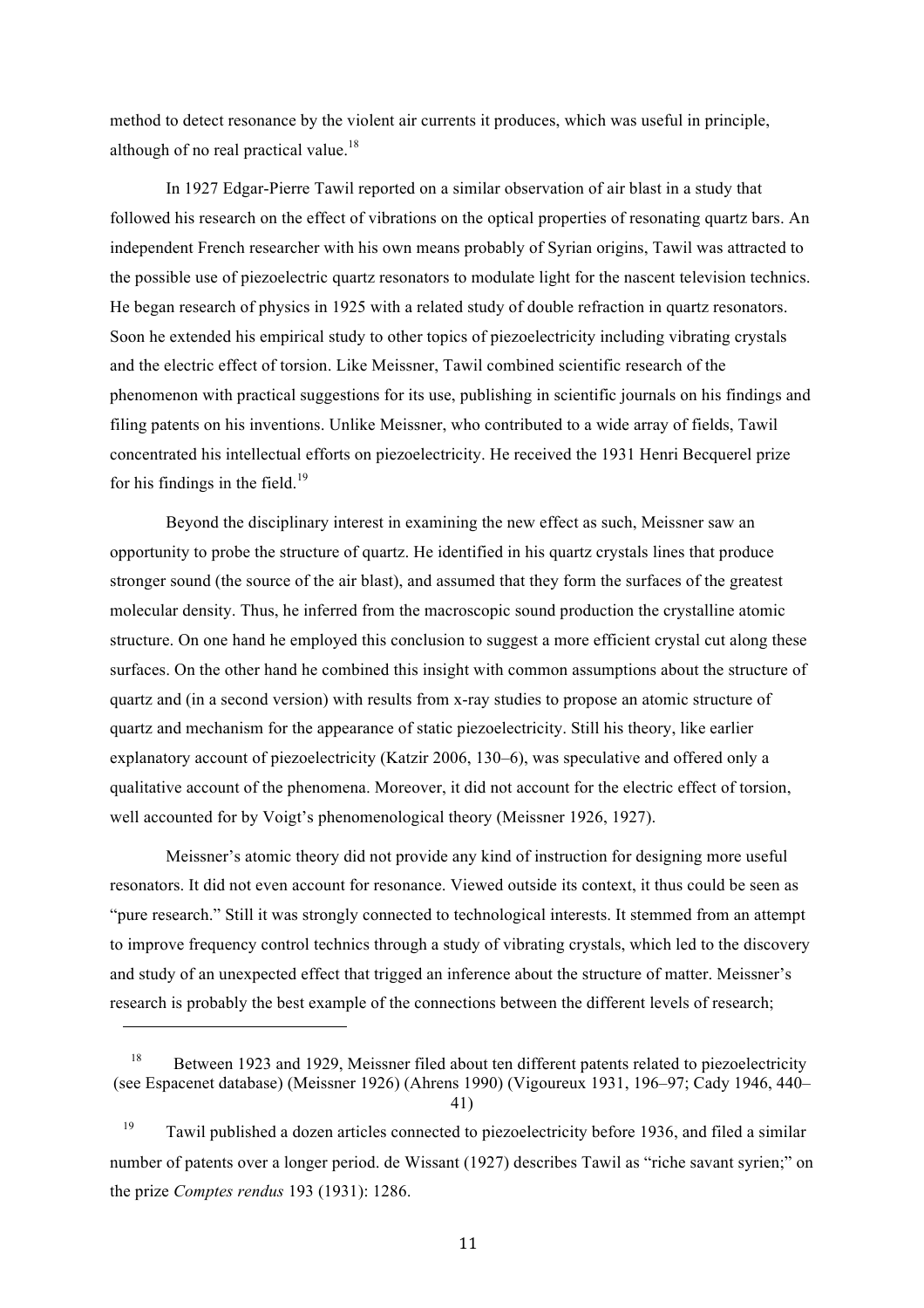method to detect resonance by the violent air currents it produces, which was useful in principle, although of no real practical value.[18]

In 1927 Edgar-Pierre Tawil reported on a similar observation of air blast in a study that followed his research on the effect of vibrations on the optical properties of resonating quartz bars. An independent French researcher with his own means probably of Syrian origins, Tawil was attracted to the possible use of piezoelectric quartz resonators to modulate light for the nascent television technics. He began research of physics in 1925 with a related study of double refraction in quartz resonators. Soon he extended his empirical study to other topics of piezoelectricity including vibrating crystals and the electric effect of torsion. Like Meissner, Tawil combined scientific research of the phenomenon with practical suggestions for its use, publishing in scientific journals on his findings and filing patents on his inventions. Unlike Meissner, who contributed to a wide array of fields, Tawil concentrated his intellectual efforts on piezoelectricity. He received the 1931 Henri Becquerel prize for his findings in the field.[19]

Beyond the disciplinary interest in examining the new effect as such, Meissner saw an opportunity to probe the structure of quartz. He identified in his quartz crystals lines that produce stronger sound (the source of the air blast), and assumed that they form the surfaces of the greatest molecular density. Thus, he inferred from the macroscopic sound production the crystalline atomic structure. On one hand he employed this conclusion to suggest a more efficient crystal cut along these surfaces. On the other hand he combined this insight with common assumptions about the structure of quartz and (in a second version) with results from x-ray studies to propose an atomic structure of quartz and mechanism for the appearance of static piezoelectricity. Still his theory, like earlier explanatory account of piezoelectricity (Katzir 2006, 130–6), was speculative and offered only a qualitative account of the phenomena. Moreover, it did not account for the electric effect of torsion, well accounted for by Voigt's phenomenological theory (Meissner 1926, 1927).

Meissner's atomic theory did not provide any kind of instruction for designing more useful resonators. It did not even account for resonance. Viewed outside its context, it thus could be seen as "pure research." Still it was strongly connected to technological interests. It stemmed from an attempt to improve frequency control technics through a study of vibrating crystals, which led to the discovery and study of an unexpected effect that trigged an inference about the structure of matter. Meissner's research is probably the best example of the connections between the different levels of research;

---

[18] Between 1923 and 1929, Meissner filed about ten different patents related to piezoelectricity (see Espacenet database) (Meissner 1926) (Ahrens 1990) (Vigoureux 1931, 196–97; Cady 1946, 440–41)

[19] Tawil published a dozen articles connected to piezoelectricity before 1936, and filed a similar number of patents over a longer period. de Wissant (1927) describes Tawil as "riche savant syrien;" on the prize *Comptes rendus* 193 (1931): 1286.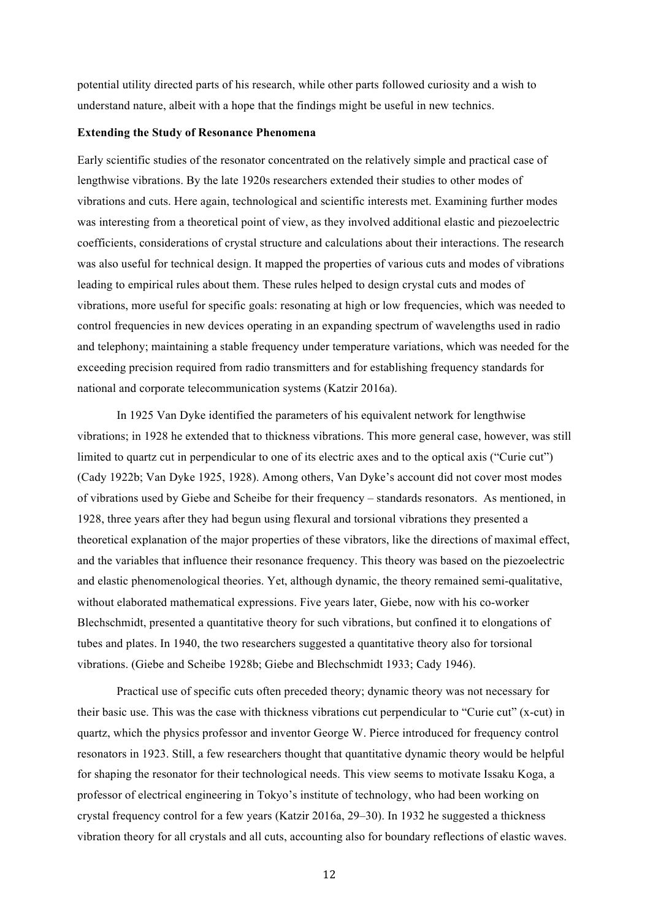potential utility directed parts of his research, while other parts followed curiosity and a wish to understand nature, albeit with a hope that the findings might be useful in new technics.

**Extending the Study of Resonance Phenomena**

Early scientific studies of the resonator concentrated on the relatively simple and practical case of lengthwise vibrations. By the late 1920s researchers extended their studies to other modes of vibrations and cuts. Here again, technological and scientific interests met. Examining further modes was interesting from a theoretical point of view, as they involved additional elastic and piezoelectric coefficients, considerations of crystal structure and calculations about their interactions. The research was also useful for technical design. It mapped the properties of various cuts and modes of vibrations leading to empirical rules about them. These rules helped to design crystal cuts and modes of vibrations, more useful for specific goals: resonating at high or low frequencies, which was needed to control frequencies in new devices operating in an expanding spectrum of wavelengths used in radio and telephony; maintaining a stable frequency under temperature variations, which was needed for the exceeding precision required from radio transmitters and for establishing frequency standards for national and corporate telecommunication systems (Katzir 2016a).

In 1925 Van Dyke identified the parameters of his equivalent network for lengthwise vibrations; in 1928 he extended that to thickness vibrations. This more general case, however, was still limited to quartz cut in perpendicular to one of its electric axes and to the optical axis ("Curie cut") (Cady 1922b; Van Dyke 1925, 1928). Among others, Van Dyke's account did not cover most modes of vibrations used by Giebe and Scheibe for their frequency – standards resonators. As mentioned, in 1928, three years after they had begun using flexural and torsional vibrations they presented a theoretical explanation of the major properties of these vibrators, like the directions of maximal effect, and the variables that influence their resonance frequency. This theory was based on the piezoelectric and elastic phenomenological theories. Yet, although dynamic, the theory remained semi-qualitative, without elaborated mathematical expressions. Five years later, Giebe, now with his co-worker Blechschmidt, presented a quantitative theory for such vibrations, but confined it to elongations of tubes and plates. In 1940, the two researchers suggested a quantitative theory also for torsional vibrations. (Giebe and Scheibe 1928b; Giebe and Blechschmidt 1933; Cady 1946).

Practical use of specific cuts often preceded theory; dynamic theory was not necessary for their basic use. This was the case with thickness vibrations cut perpendicular to "Curie cut" (x-cut) in quartz, which the physics professor and inventor George W. Pierce introduced for frequency control resonators in 1923. Still, a few researchers thought that quantitative dynamic theory would be helpful for shaping the resonator for their technological needs. This view seems to motivate Issaku Koga, a professor of electrical engineering in Tokyo's institute of technology, who had been working on crystal frequency control for a few years (Katzir 2016a, 29–30). In 1932 he suggested a thickness vibration theory for all crystals and all cuts, accounting also for boundary reflections of elastic waves.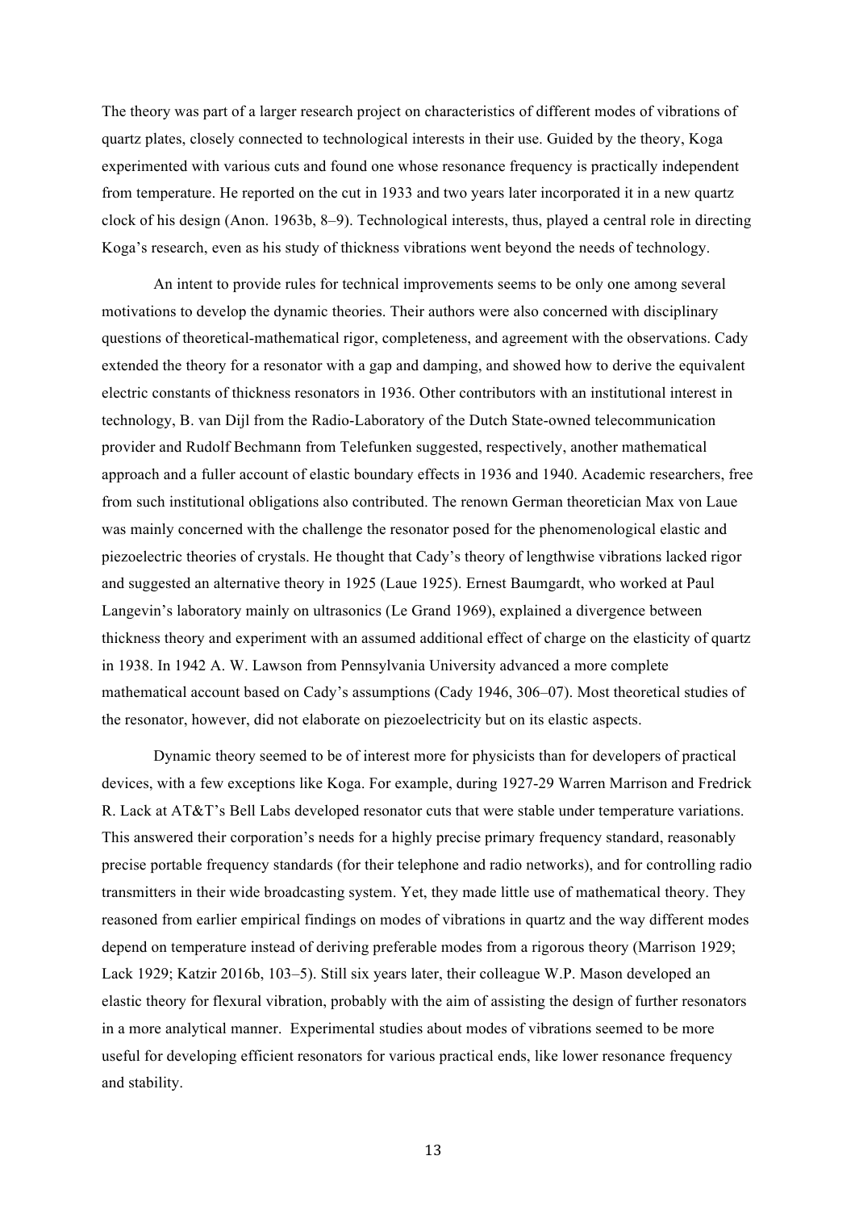The theory was part of a larger research project on characteristics of different modes of vibrations of quartz plates, closely connected to technological interests in their use. Guided by the theory, Koga experimented with various cuts and found one whose resonance frequency is practically independent from temperature. He reported on the cut in 1933 and two years later incorporated it in a new quartz clock of his design (Anon. 1963b, 8–9). Technological interests, thus, played a central role in directing Koga's research, even as his study of thickness vibrations went beyond the needs of technology.

An intent to provide rules for technical improvements seems to be only one among several motivations to develop the dynamic theories. Their authors were also concerned with disciplinary questions of theoretical-mathematical rigor, completeness, and agreement with the observations. Cady extended the theory for a resonator with a gap and damping, and showed how to derive the equivalent electric constants of thickness resonators in 1936. Other contributors with an institutional interest in technology, B. van Dijl from the Radio-Laboratory of the Dutch State-owned telecommunication provider and Rudolf Bechmann from Telefunken suggested, respectively, another mathematical approach and a fuller account of elastic boundary effects in 1936 and 1940. Academic researchers, free from such institutional obligations also contributed. The renown German theoretician Max von Laue was mainly concerned with the challenge the resonator posed for the phenomenological elastic and piezoelectric theories of crystals. He thought that Cady's theory of lengthwise vibrations lacked rigor and suggested an alternative theory in 1925 (Laue 1925). Ernest Baumgardt, who worked at Paul Langevin's laboratory mainly on ultrasonics (Le Grand 1969), explained a divergence between thickness theory and experiment with an assumed additional effect of charge on the elasticity of quartz in 1938. In 1942 A. W. Lawson from Pennsylvania University advanced a more complete mathematical account based on Cady's assumptions (Cady 1946, 306–07). Most theoretical studies of the resonator, however, did not elaborate on piezoelectricity but on its elastic aspects.

Dynamic theory seemed to be of interest more for physicists than for developers of practical devices, with a few exceptions like Koga. For example, during 1927-29 Warren Marrison and Fredrick R. Lack at AT&T's Bell Labs developed resonator cuts that were stable under temperature variations. This answered their corporation's needs for a highly precise primary frequency standard, reasonably precise portable frequency standards (for their telephone and radio networks), and for controlling radio transmitters in their wide broadcasting system. Yet, they made little use of mathematical theory. They reasoned from earlier empirical findings on modes of vibrations in quartz and the way different modes depend on temperature instead of deriving preferable modes from a rigorous theory (Marrison 1929; Lack 1929; Katzir 2016b, 103–5). Still six years later, their colleague W.P. Mason developed an elastic theory for flexural vibration, probably with the aim of assisting the design of further resonators in a more analytical manner. Experimental studies about modes of vibrations seemed to be more useful for developing efficient resonators for various practical ends, like lower resonance frequency and stability.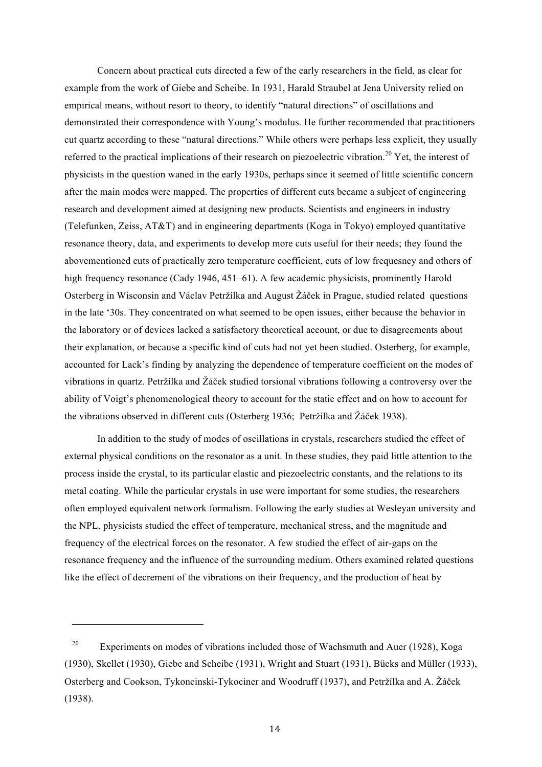Concern about practical cuts directed a few of the early researchers in the field, as clear for example from the work of Giebe and Scheibe. In 1931, Harald Straubel at Jena University relied on empirical means, without resort to theory, to identify "natural directions" of oscillations and demonstrated their correspondence with Young's modulus. He further recommended that practitioners cut quartz according to these "natural directions." While others were perhaps less explicit, they usually referred to the practical implications of their research on piezoelectric vibration.[20] Yet, the interest of physicists in the question waned in the early 1930s, perhaps since it seemed of little scientific concern after the main modes were mapped. The properties of different cuts became a subject of engineering research and development aimed at designing new products. Scientists and engineers in industry (Telefunken, Zeiss, AT&T) and in engineering departments (Koga in Tokyo) employed quantitative resonance theory, data, and experiments to develop more cuts useful for their needs; they found the abovementioned cuts of practically zero temperature coefficient, cuts of low frequesncy and others of high frequency resonance (Cady 1946, 451–61). A few academic physicists, prominently Harold Osterberg in Wisconsin and Václav Petržílka and August Žáček in Prague, studied related questions in the late '30s. They concentrated on what seemed to be open issues, either because the behavior in the laboratory or of devices lacked a satisfactory theoretical account, or due to disagreements about their explanation, or because a specific kind of cuts had not yet been studied. Osterberg, for example, accounted for Lack's finding by analyzing the dependence of temperature coefficient on the modes of vibrations in quartz. Petržílka and Žáček studied torsional vibrations following a controversy over the ability of Voigt's phenomenological theory to account for the static effect and on how to account for the vibrations observed in different cuts (Osterberg 1936; Petržílka and Žáček 1938).

In addition to the study of modes of oscillations in crystals, researchers studied the effect of external physical conditions on the resonator as a unit. In these studies, they paid little attention to the process inside the crystal, to its particular elastic and piezoelectric constants, and the relations to its metal coating. While the particular crystals in use were important for some studies, the researchers often employed equivalent network formalism. Following the early studies at Wesleyan university and the NPL, physicists studied the effect of temperature, mechanical stress, and the magnitude and frequency of the electrical forces on the resonator. A few studied the effect of air-gaps on the resonance frequency and the influence of the surrounding medium. Others examined related questions like the effect of decrement of the vibrations on their frequency, and the production of heat by

---

[20] Experiments on modes of vibrations included those of Wachsmuth and Auer (1928), Koga (1930), Skellet (1930), Giebe and Scheibe (1931), Wright and Stuart (1931), Bücks and Müller (1933), Osterberg and Cookson, Tykoncinski-Tykociner and Woodruff (1937), and Petržílka and A. Žáček (1938).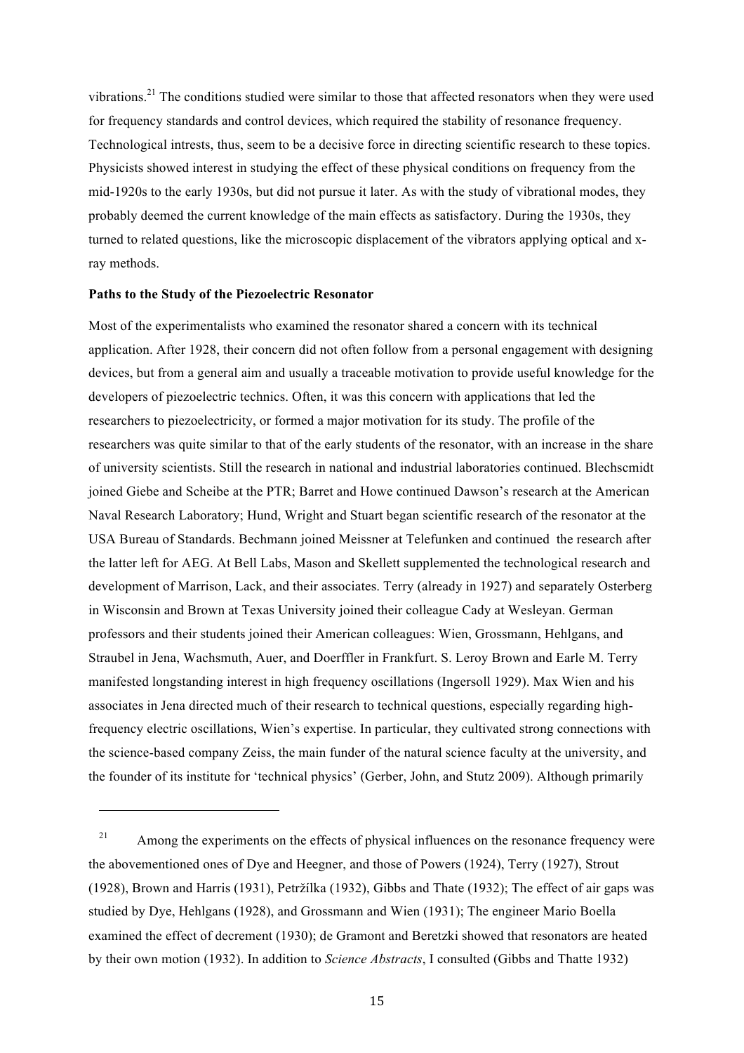vibrations.[21] The conditions studied were similar to those that affected resonators when they were used for frequency standards and control devices, which required the stability of resonance frequency. Technological intrests, thus, seem to be a decisive force in directing scientific research to these topics. Physicists showed interest in studying the effect of these physical conditions on frequency from the mid-1920s to the early 1930s, but did not pursue it later. As with the study of vibrational modes, they probably deemed the current knowledge of the main effects as satisfactory. During the 1930s, they turned to related questions, like the microscopic displacement of the vibrators applying optical and x-ray methods.

**Paths to the Study of the Piezoelectric Resonator**

Most of the experimentalists who examined the resonator shared a concern with its technical application. After 1928, their concern did not often follow from a personal engagement with designing devices, but from a general aim and usually a traceable motivation to provide useful knowledge for the developers of piezoelectric technics. Often, it was this concern with applications that led the researchers to piezoelectricity, or formed a major motivation for its study. The profile of the researchers was quite similar to that of the early students of the resonator, with an increase in the share of university scientists. Still the research in national and industrial laboratories continued. Blechscmidt joined Giebe and Scheibe at the PTR; Barret and Howe continued Dawson's research at the American Naval Research Laboratory; Hund, Wright and Stuart began scientific research of the resonator at the USA Bureau of Standards. Bechmann joined Meissner at Telefunken and continued the research after the latter left for AEG. At Bell Labs, Mason and Skellett supplemented the technological research and development of Marrison, Lack, and their associates. Terry (already in 1927) and separately Osterberg in Wisconsin and Brown at Texas University joined their colleague Cady at Wesleyan. German professors and their students joined their American colleagues: Wien, Grossmann, Hehlgans, and Straubel in Jena, Wachsmuth, Auer, and Doerffler in Frankfurt. S. Leroy Brown and Earle M. Terry manifested longstanding interest in high frequency oscillations (Ingersoll 1929). Max Wien and his associates in Jena directed much of their research to technical questions, especially regarding high-frequency electric oscillations, Wien's expertise. In particular, they cultivated strong connections with the science-based company Zeiss, the main funder of the natural science faculty at the university, and the founder of its institute for 'technical physics' (Gerber, John, and Stutz 2009). Although primarily

[21] Among the experiments on the effects of physical influences on the resonance frequency were the abovementioned ones of Dye and Heegner, and those of Powers (1924), Terry (1927), Strout (1928), Brown and Harris (1931), Petržílka (1932), Gibbs and Thate (1932); The effect of air gaps was studied by Dye, Hehlgans (1928), and Grossmann and Wien (1931); The engineer Mario Boella examined the effect of decrement (1930); de Gramont and Beretzki showed that resonators are heated by their own motion (1932). In addition to *Science Abstracts*, I consulted (Gibbs and Thatte 1932)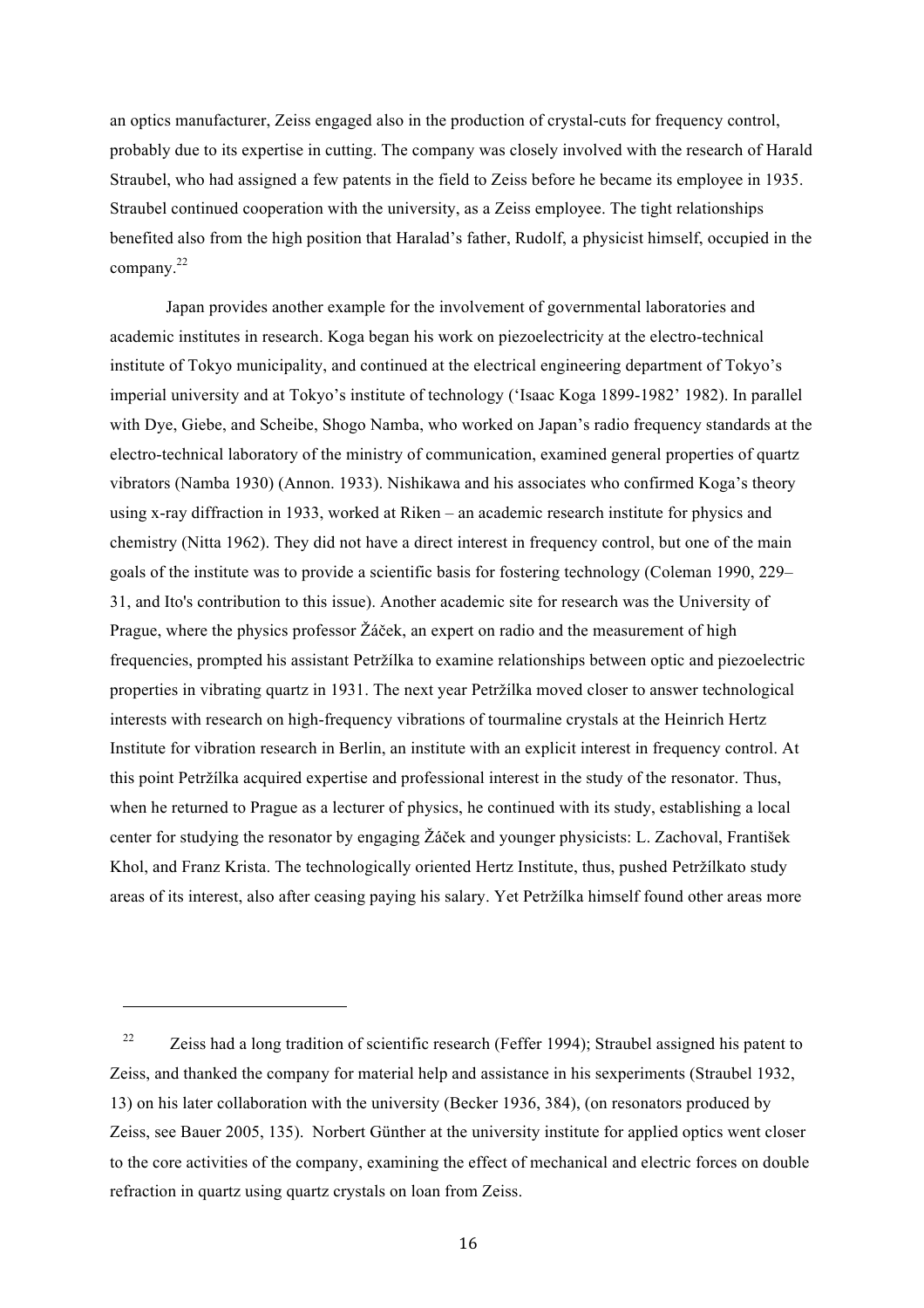an optics manufacturer, Zeiss engaged also in the production of crystal-cuts for frequency control, probably due to its expertise in cutting. The company was closely involved with the research of Harald Straubel, who had assigned a few patents in the field to Zeiss before he became its employee in 1935. Straubel continued cooperation with the university, as a Zeiss employee. The tight relationships benefited also from the high position that Haralad's father, Rudolf, a physicist himself, occupied in the company.[22]

Japan provides another example for the involvement of governmental laboratories and academic institutes in research. Koga began his work on piezoelectricity at the electro-technical institute of Tokyo municipality, and continued at the electrical engineering department of Tokyo's imperial university and at Tokyo's institute of technology ('Isaac Koga 1899-1982' 1982). In parallel with Dye, Giebe, and Scheibe, Shogo Namba, who worked on Japan's radio frequency standards at the electro-technical laboratory of the ministry of communication, examined general properties of quartz vibrators (Namba 1930) (Annon. 1933). Nishikawa and his associates who confirmed Koga's theory using x-ray diffraction in 1933, worked at Riken – an academic research institute for physics and chemistry (Nitta 1962). They did not have a direct interest in frequency control, but one of the main goals of the institute was to provide a scientific basis for fostering technology (Coleman 1990, 229–31, and Ito's contribution to this issue). Another academic site for research was the University of Prague, where the physics professor Žáček, an expert on radio and the measurement of high frequencies, prompted his assistant Petržílka to examine relationships between optic and piezoelectric properties in vibrating quartz in 1931. The next year Petržílka moved closer to answer technological interests with research on high-frequency vibrations of tourmaline crystals at the Heinrich Hertz Institute for vibration research in Berlin, an institute with an explicit interest in frequency control. At this point Petržílka acquired expertise and professional interest in the study of the resonator. Thus, when he returned to Prague as a lecturer of physics, he continued with its study, establishing a local center for studying the resonator by engaging Žáček and younger physicists: L. Zachoval, František Khol, and Franz Krista. The technologically oriented Hertz Institute, thus, pushed Petržílkato study areas of its interest, also after ceasing paying his salary. Yet Petržílka himself found other areas more

---

[22] Zeiss had a long tradition of scientific research (Feffer 1994); Straubel assigned his patent to Zeiss, and thanked the company for material help and assistance in his sexperiments (Straubel 1932, 13) on his later collaboration with the university (Becker 1936, 384), (on resonators produced by Zeiss, see Bauer 2005, 135). Norbert Günther at the university institute for applied optics went closer to the core activities of the company, examining the effect of mechanical and electric forces on double refraction in quartz using quartz crystals on loan from Zeiss.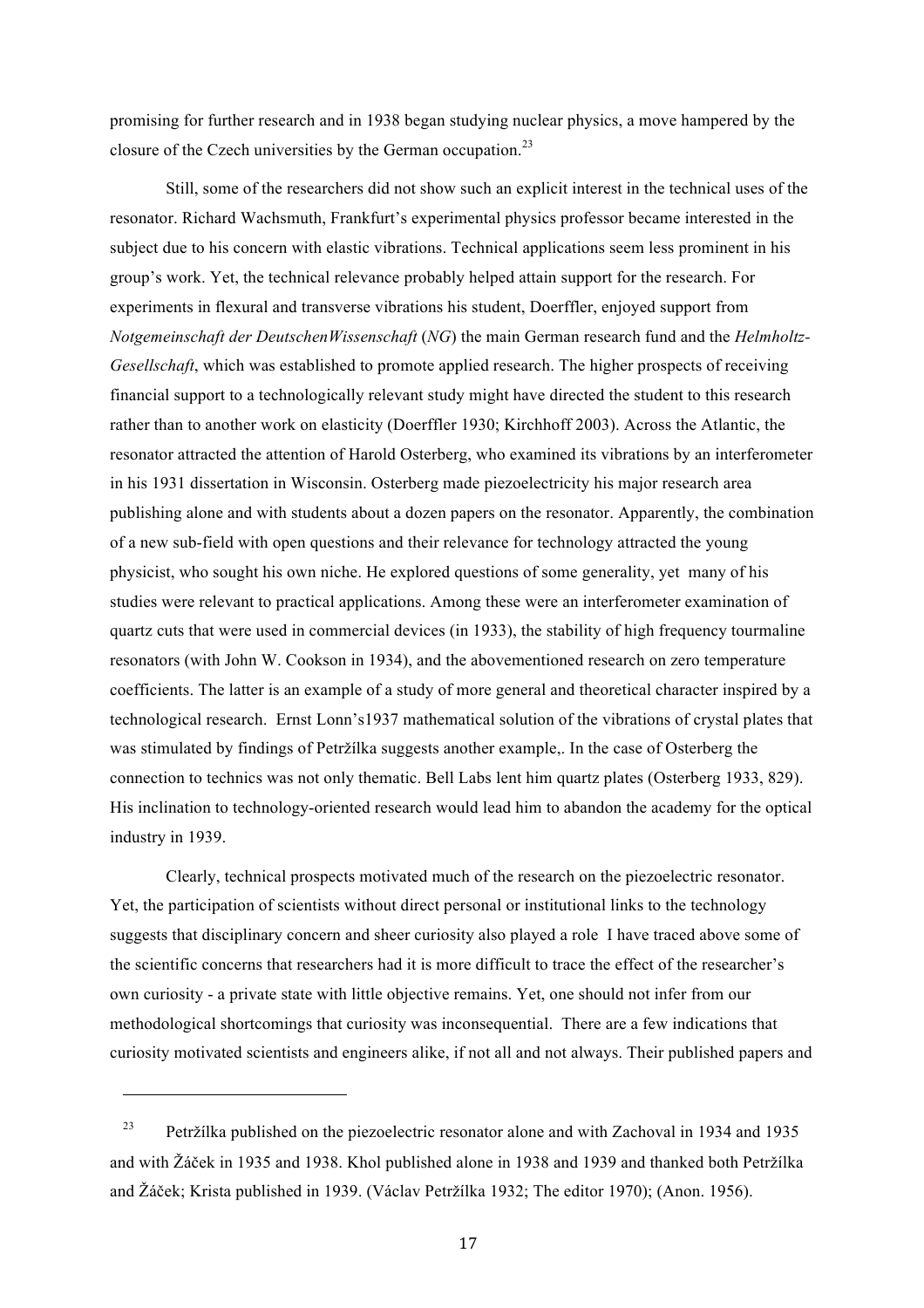promising for further research and in 1938 began studying nuclear physics, a move hampered by the closure of the Czech universities by the German occupation.[23]

Still, some of the researchers did not show such an explicit interest in the technical uses of the resonator. Richard Wachsmuth, Frankfurt's experimental physics professor became interested in the subject due to his concern with elastic vibrations. Technical applications seem less prominent in his group's work. Yet, the technical relevance probably helped attain support for the research. For experiments in flexural and transverse vibrations his student, Doerffler, enjoyed support from *Notgemeinschaft der DeutschenWissenschaft* (*NG*) the main German research fund and the *Helmholtz-Gesellschaft*, which was established to promote applied research. The higher prospects of receiving financial support to a technologically relevant study might have directed the student to this research rather than to another work on elasticity (Doerffler 1930; Kirchhoff 2003). Across the Atlantic, the resonator attracted the attention of Harold Osterberg, who examined its vibrations by an interferometer in his 1931 dissertation in Wisconsin. Osterberg made piezoelectricity his major research area publishing alone and with students about a dozen papers on the resonator. Apparently, the combination of a new sub-field with open questions and their relevance for technology attracted the young physicist, who sought his own niche. He explored questions of some generality, yet many of his studies were relevant to practical applications. Among these were an interferometer examination of quartz cuts that were used in commercial devices (in 1933), the stability of high frequency tourmaline resonators (with John W. Cookson in 1934), and the abovementioned research on zero temperature coefficients. The latter is an example of a study of more general and theoretical character inspired by a technological research. Ernst Lonn's1937 mathematical solution of the vibrations of crystal plates that was stimulated by findings of Petržílka suggests another example,. In the case of Osterberg the connection to technics was not only thematic. Bell Labs lent him quartz plates (Osterberg 1933, 829). His inclination to technology-oriented research would lead him to abandon the academy for the optical industry in 1939.

Clearly, technical prospects motivated much of the research on the piezoelectric resonator. Yet, the participation of scientists without direct personal or institutional links to the technology suggests that disciplinary concern and sheer curiosity also played a role I have traced above some of the scientific concerns that researchers had it is more difficult to trace the effect of the researcher's own curiosity - a private state with little objective remains. Yet, one should not infer from our methodological shortcomings that curiosity was inconsequential. There are a few indications that curiosity motivated scientists and engineers alike, if not all and not always. Their published papers and

[23] Petržílka published on the piezoelectric resonator alone and with Zachoval in 1934 and 1935 and with Žáček in 1935 and 1938. Khol published alone in 1938 and 1939 and thanked both Petržílka and Žáček; Krista published in 1939. (Václav Petržílka 1932; The editor 1970); (Anon. 1956).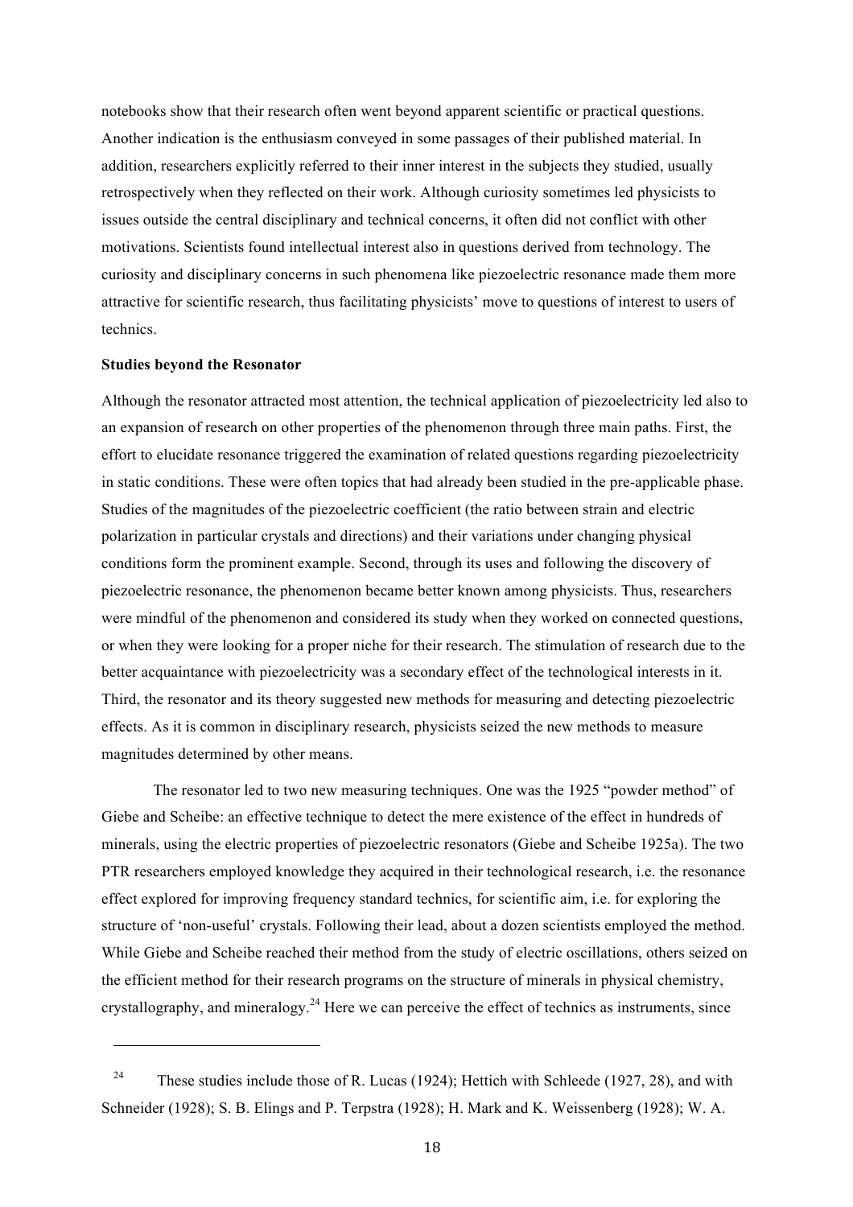notebooks show that their research often went beyond apparent scientific or practical questions. Another indication is the enthusiasm conveyed in some passages of their published material. In addition, researchers explicitly referred to their inner interest in the subjects they studied, usually retrospectively when they reflected on their work. Although curiosity sometimes led physicists to issues outside the central disciplinary and technical concerns, it often did not conflict with other motivations. Scientists found intellectual interest also in questions derived from technology. The curiosity and disciplinary concerns in such phenomena like piezoelectric resonance made them more attractive for scientific research, thus facilitating physicists' move to questions of interest to users of technics.

**Studies beyond the Resonator**

Although the resonator attracted most attention, the technical application of piezoelectricity led also to an expansion of research on other properties of the phenomenon through three main paths. First, the effort to elucidate resonance triggered the examination of related questions regarding piezoelectricity in static conditions. These were often topics that had already been studied in the pre-applicable phase. Studies of the magnitudes of the piezoelectric coefficient (the ratio between strain and electric polarization in particular crystals and directions) and their variations under changing physical conditions form the prominent example. Second, through its uses and following the discovery of piezoelectric resonance, the phenomenon became better known among physicists. Thus, researchers were mindful of the phenomenon and considered its study when they worked on connected questions, or when they were looking for a proper niche for their research. The stimulation of research due to the better acquaintance with piezoelectricity was a secondary effect of the technological interests in it. Third, the resonator and its theory suggested new methods for measuring and detecting piezoelectric effects. As it is common in disciplinary research, physicists seized the new methods to measure magnitudes determined by other means.

The resonator led to two new measuring techniques. One was the 1925 "powder method" of Giebe and Scheibe: an effective technique to detect the mere existence of the effect in hundreds of minerals, using the electric properties of piezoelectric resonators (Giebe and Scheibe 1925a). The two PTR researchers employed knowledge they acquired in their technological research, i.e. the resonance effect explored for improving frequency standard technics, for scientific aim, i.e. for exploring the structure of 'non-useful' crystals. Following their lead, about a dozen scientists employed the method. While Giebe and Scheibe reached their method from the study of electric oscillations, others seized on the efficient method for their research programs on the structure of minerals in physical chemistry, crystallography, and mineralogy.[24] Here we can perceive the effect of technics as instruments, since

[24] These studies include those of R. Lucas (1924); Hettich with Schleede (1927, 28), and with Schneider (1928); S. B. Elings and P. Terpstra (1928); H. Mark and K. Weissenberg (1928); W. A.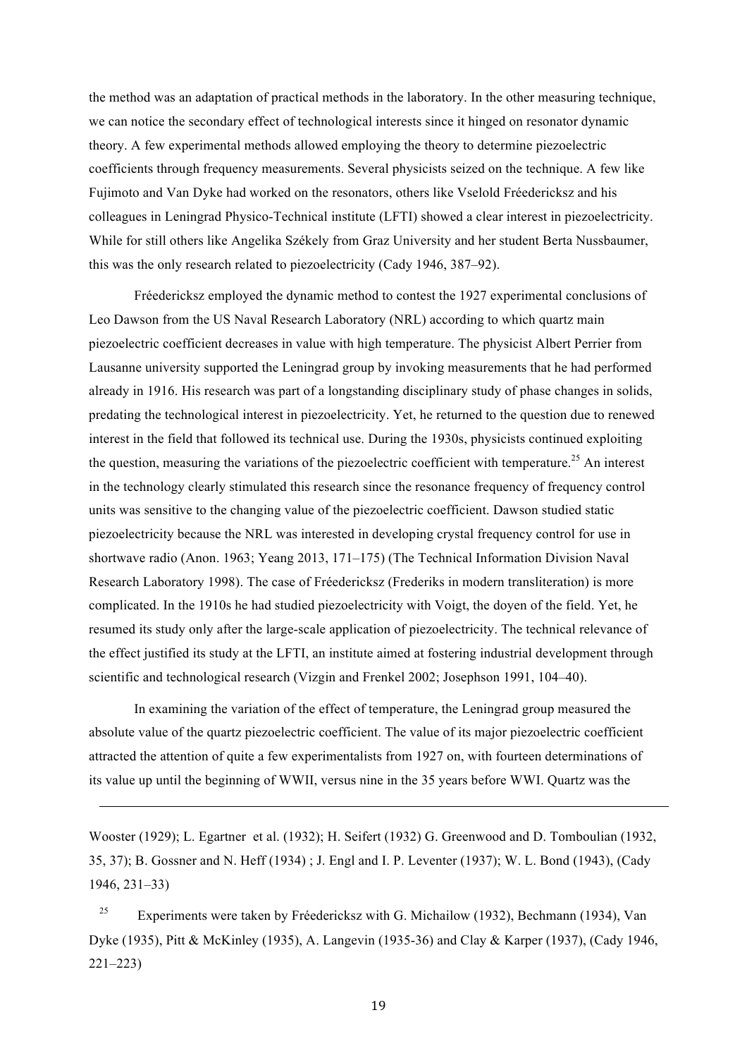the method was an adaptation of practical methods in the laboratory. In the other measuring technique, we can notice the secondary effect of technological interests since it hinged on resonator dynamic theory. A few experimental methods allowed employing the theory to determine piezoelectric coefficients through frequency measurements. Several physicists seized on the technique. A few like Fujimoto and Van Dyke had worked on the resonators, others like Vselold Fréedericksz and his colleagues in Leningrad Physico-Technical institute (LFTI) showed a clear interest in piezoelectricity. While for still others like Angelika Székely from Graz University and her student Berta Nussbaumer, this was the only research related to piezoelectricity (Cady 1946, 387–92).

Fréedericksz employed the dynamic method to contest the 1927 experimental conclusions of Leo Dawson from the US Naval Research Laboratory (NRL) according to which quartz main piezoelectric coefficient decreases in value with high temperature. The physicist Albert Perrier from Lausanne university supported the Leningrad group by invoking measurements that he had performed already in 1916. His research was part of a longstanding disciplinary study of phase changes in solids, predating the technological interest in piezoelectricity. Yet, he returned to the question due to renewed interest in the field that followed its technical use. During the 1930s, physicists continued exploiting the question, measuring the variations of the piezoelectric coefficient with temperature.[25] An interest in the technology clearly stimulated this research since the resonance frequency of frequency control units was sensitive to the changing value of the piezoelectric coefficient. Dawson studied static piezoelectricity because the NRL was interested in developing crystal frequency control for use in shortwave radio (Anon. 1963; Yeang 2013, 171–175) (The Technical Information Division Naval Research Laboratory 1998). The case of Fréedericksz (Frederiks in modern transliteration) is more complicated. In the 1910s he had studied piezoelectricity with Voigt, the doyen of the field. Yet, he resumed its study only after the large-scale application of piezoelectricity. The technical relevance of the effect justified its study at the LFTI, an institute aimed at fostering industrial development through scientific and technological research (Vizgin and Frenkel 2002; Josephson 1991, 104–40).

In examining the variation of the effect of temperature, the Leningrad group measured the absolute value of the quartz piezoelectric coefficient. The value of its major piezoelectric coefficient attracted the attention of quite a few experimentalists from 1927 on, with fourteen determinations of its value up until the beginning of WWII, versus nine in the 35 years before WWI. Quartz was the

---

Wooster (1929); L. Egartner et al. (1932); H. Seifert (1932) G. Greenwood and D. Tomboulian (1932, 35, 37); B. Gossner and N. Heff (1934) ; J. Engl and I. P. Leventer (1937); W. L. Bond (1943), (Cady 1946, 231–33)

[25] Experiments were taken by Fréedericksz with G. Michailow (1932), Bechmann (1934), Van Dyke (1935), Pitt & McKinley (1935), A. Langevin (1935-36) and Clay & Karper (1937), (Cady 1946, 221–223)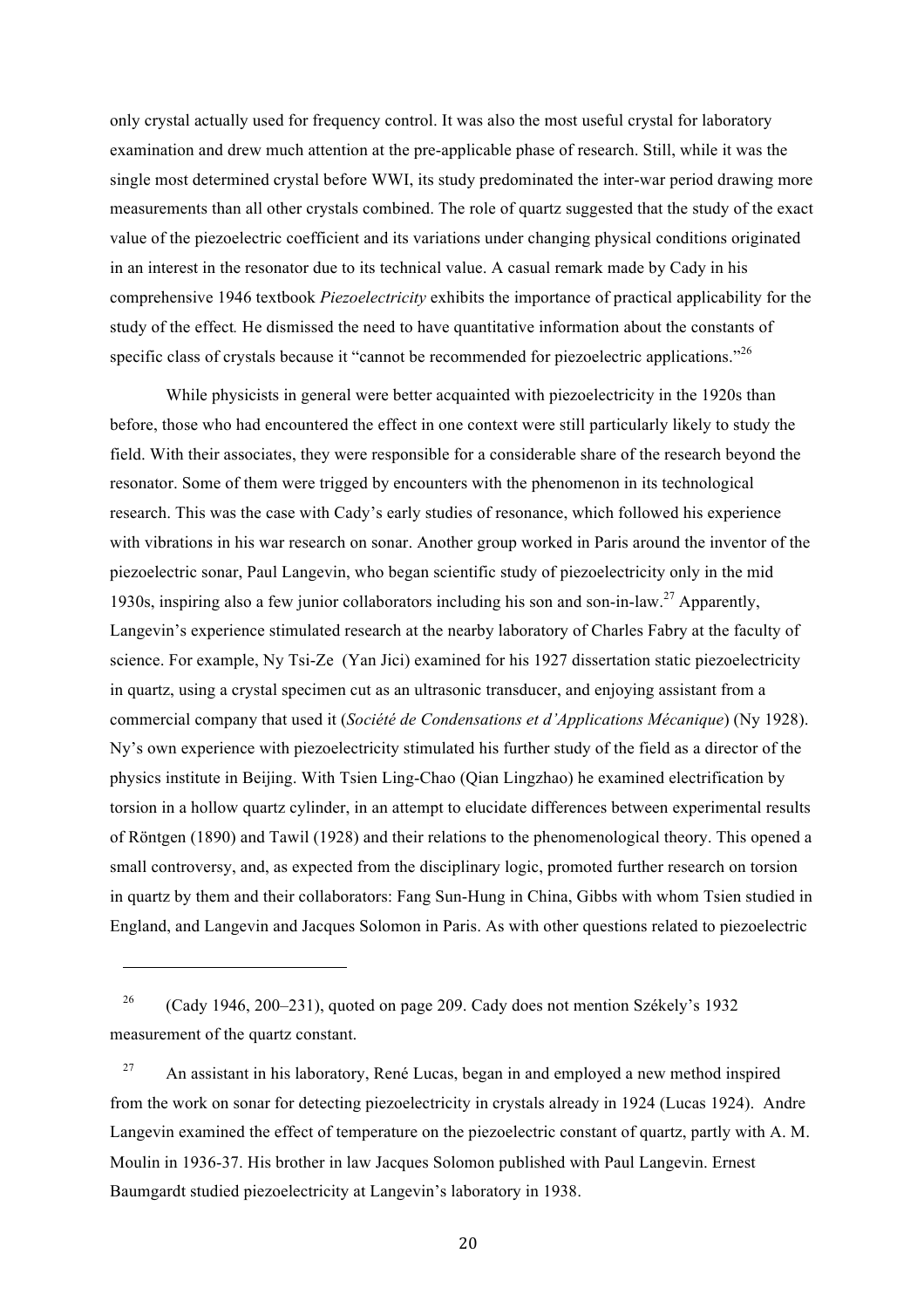only crystal actually used for frequency control. It was also the most useful crystal for laboratory examination and drew much attention at the pre-applicable phase of research. Still, while it was the single most determined crystal before WWI, its study predominated the inter-war period drawing more measurements than all other crystals combined. The role of quartz suggested that the study of the exact value of the piezoelectric coefficient and its variations under changing physical conditions originated in an interest in the resonator due to its technical value. A casual remark made by Cady in his comprehensive 1946 textbook *Piezoelectricity* exhibits the importance of practical applicability for the study of the effect. He dismissed the need to have quantitative information about the constants of specific class of crystals because it "cannot be recommended for piezoelectric applications."[26]

While physicists in general were better acquainted with piezoelectricity in the 1920s than before, those who had encountered the effect in one context were still particularly likely to study the field. With their associates, they were responsible for a considerable share of the research beyond the resonator. Some of them were trigged by encounters with the phenomenon in its technological research. This was the case with Cady's early studies of resonance, which followed his experience with vibrations in his war research on sonar. Another group worked in Paris around the inventor of the piezoelectric sonar, Paul Langevin, who began scientific study of piezoelectricity only in the mid 1930s, inspiring also a few junior collaborators including his son and son-in-law.[27] Apparently, Langevin's experience stimulated research at the nearby laboratory of Charles Fabry at the faculty of science. For example, Ny Tsi-Ze (Yan Jici) examined for his 1927 dissertation static piezoelectricity in quartz, using a crystal specimen cut as an ultrasonic transducer, and enjoying assistant from a commercial company that used it (*Société de Condensations et d'Applications Mécanique*) (Ny 1928). Ny's own experience with piezoelectricity stimulated his further study of the field as a director of the physics institute in Beijing. With Tsien Ling-Chao (Qian Lingzhao) he examined electrification by torsion in a hollow quartz cylinder, in an attempt to elucidate differences between experimental results of Röntgen (1890) and Tawil (1928) and their relations to the phenomenological theory. This opened a small controversy, and, as expected from the disciplinary logic, promoted further research on torsion in quartz by them and their collaborators: Fang Sun-Hung in China, Gibbs with whom Tsien studied in England, and Langevin and Jacques Solomon in Paris. As with other questions related to piezoelectric

---

[26] (Cady 1946, 200–231), quoted on page 209. Cady does not mention Székely's 1932 measurement of the quartz constant.

[27] An assistant in his laboratory, René Lucas, began in and employed a new method inspired from the work on sonar for detecting piezoelectricity in crystals already in 1924 (Lucas 1924). Andre Langevin examined the effect of temperature on the piezoelectric constant of quartz, partly with A. M. Moulin in 1936-37. His brother in law Jacques Solomon published with Paul Langevin. Ernest Baumgardt studied piezoelectricity at Langevin's laboratory in 1938.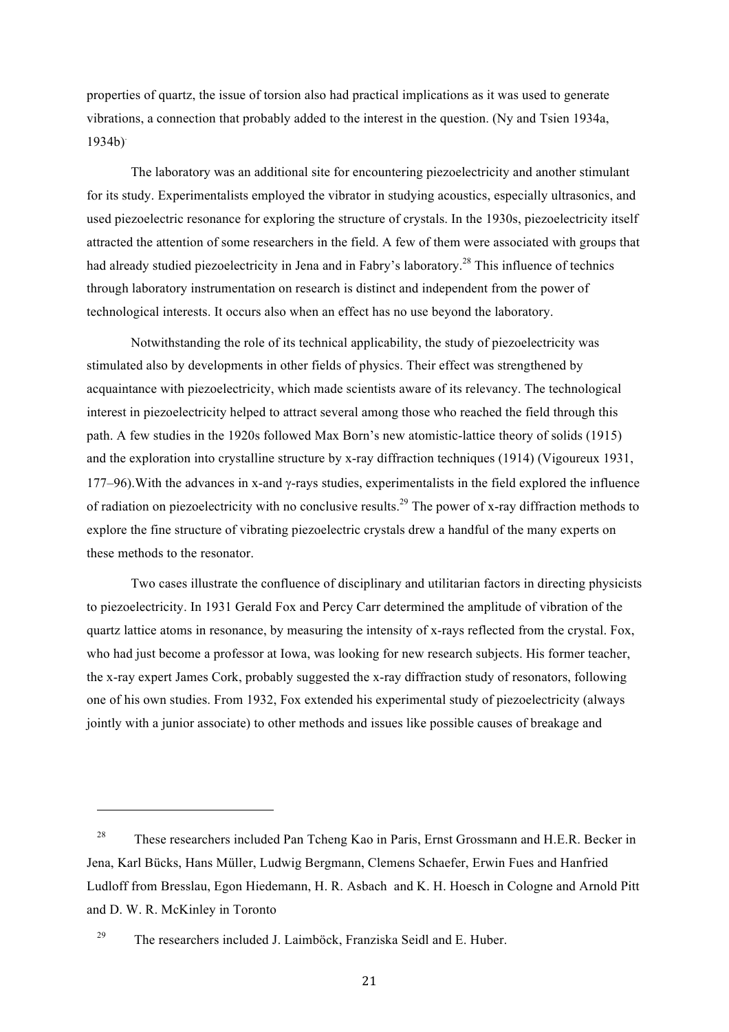properties of quartz, the issue of torsion also had practical implications as it was used to generate vibrations, a connection that probably added to the interest in the question. (Ny and Tsien 1934a, 1934b).

The laboratory was an additional site for encountering piezoelectricity and another stimulant for its study. Experimentalists employed the vibrator in studying acoustics, especially ultrasonics, and used piezoelectric resonance for exploring the structure of crystals. In the 1930s, piezoelectricity itself attracted the attention of some researchers in the field. A few of them were associated with groups that had already studied piezoelectricity in Jena and in Fabry's laboratory.[28] This influence of technics through laboratory instrumentation on research is distinct and independent from the power of technological interests. It occurs also when an effect has no use beyond the laboratory.

Notwithstanding the role of its technical applicability, the study of piezoelectricity was stimulated also by developments in other fields of physics. Their effect was strengthened by acquaintance with piezoelectricity, which made scientists aware of its relevancy. The technological interest in piezoelectricity helped to attract several among those who reached the field through this path. A few studies in the 1920s followed Max Born's new atomistic-lattice theory of solids (1915) and the exploration into crystalline structure by x-ray diffraction techniques (1914) (Vigoureux 1931, 177–96).With the advances in x-and γ-rays studies, experimentalists in the field explored the influence of radiation on piezoelectricity with no conclusive results.[29] The power of x-ray diffraction methods to explore the fine structure of vibrating piezoelectric crystals drew a handful of the many experts on these methods to the resonator.

Two cases illustrate the confluence of disciplinary and utilitarian factors in directing physicists to piezoelectricity. In 1931 Gerald Fox and Percy Carr determined the amplitude of vibration of the quartz lattice atoms in resonance, by measuring the intensity of x-rays reflected from the crystal. Fox, who had just become a professor at Iowa, was looking for new research subjects. His former teacher, the x-ray expert James Cork, probably suggested the x-ray diffraction study of resonators, following one of his own studies. From 1932, Fox extended his experimental study of piezoelectricity (always jointly with a junior associate) to other methods and issues like possible causes of breakage and

---

[28] These researchers included Pan Tcheng Kao in Paris, Ernst Grossmann and H.E.R. Becker in Jena, Karl Bücks, Hans Müller, Ludwig Bergmann, Clemens Schaefer, Erwin Fues and Hanfried Ludloff from Bresslau, Egon Hiedemann, H. R. Asbach and K. H. Hoesch in Cologne and Arnold Pitt and D. W. R. McKinley in Toronto

[29] The researchers included J. Laimböck, Franziska Seidl and E. Huber.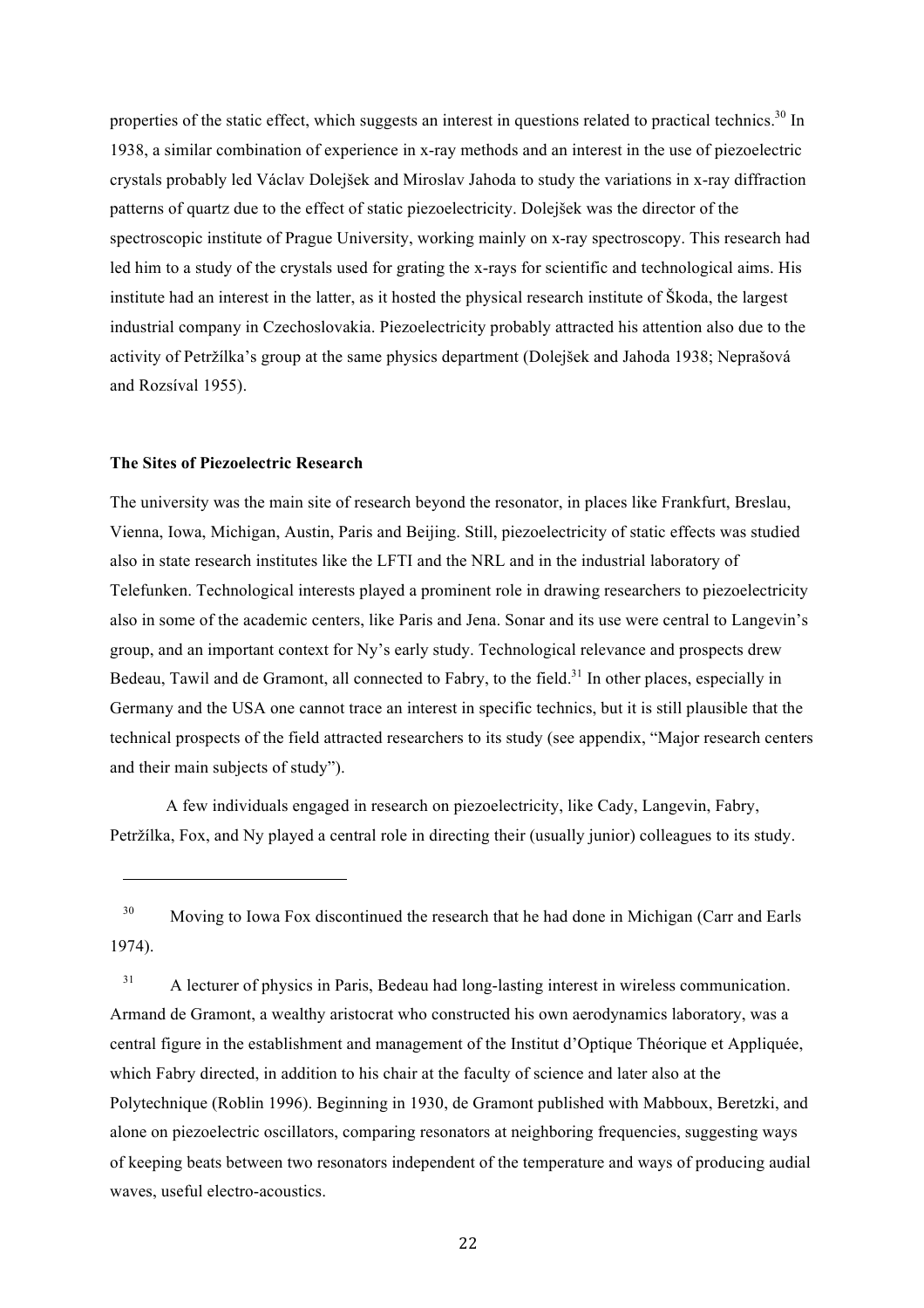properties of the static effect, which suggests an interest in questions related to practical technics.[30] In 1938, a similar combination of experience in x-ray methods and an interest in the use of piezoelectric crystals probably led Václav Dolejšek and Miroslav Jahoda to study the variations in x-ray diffraction patterns of quartz due to the effect of static piezoelectricity. Dolejšek was the director of the spectroscopic institute of Prague University, working mainly on x-ray spectroscopy. This research had led him to a study of the crystals used for grating the x-rays for scientific and technological aims. His institute had an interest in the latter, as it hosted the physical research institute of Škoda, the largest industrial company in Czechoslovakia. Piezoelectricity probably attracted his attention also due to the activity of Petržílka's group at the same physics department (Dolejšek and Jahoda 1938; Neprašová and Rozsíval 1955).

### The Sites of Piezoelectric Research

The university was the main site of research beyond the resonator, in places like Frankfurt, Breslau, Vienna, Iowa, Michigan, Austin, Paris and Beijing. Still, piezoelectricity of static effects was studied also in state research institutes like the LFTI and the NRL and in the industrial laboratory of Telefunken. Technological interests played a prominent role in drawing researchers to piezoelectricity also in some of the academic centers, like Paris and Jena. Sonar and its use were central to Langevin's group, and an important context for Ny's early study. Technological relevance and prospects drew Bedeau, Tawil and de Gramont, all connected to Fabry, to the field.[31] In other places, especially in Germany and the USA one cannot trace an interest in specific technics, but it is still plausible that the technical prospects of the field attracted researchers to its study (see appendix, "Major research centers and their main subjects of study").

A few individuals engaged in research on piezoelectricity, like Cady, Langevin, Fabry, Petržílka, Fox, and Ny played a central role in directing their (usually junior) colleagues to its study.

---

[30] Moving to Iowa Fox discontinued the research that he had done in Michigan (Carr and Earls 1974).

[31] A lecturer of physics in Paris, Bedeau had long-lasting interest in wireless communication. Armand de Gramont, a wealthy aristocrat who constructed his own aerodynamics laboratory, was a central figure in the establishment and management of the Institut d'Optique Théorique et Appliquée, which Fabry directed, in addition to his chair at the faculty of science and later also at the Polytechnique (Roblin 1996). Beginning in 1930, de Gramont published with Mabboux, Beretzki, and alone on piezoelectric oscillators, comparing resonators at neighboring frequencies, suggesting ways of keeping beats between two resonators independent of the temperature and ways of producing audial waves, useful electro-acoustics.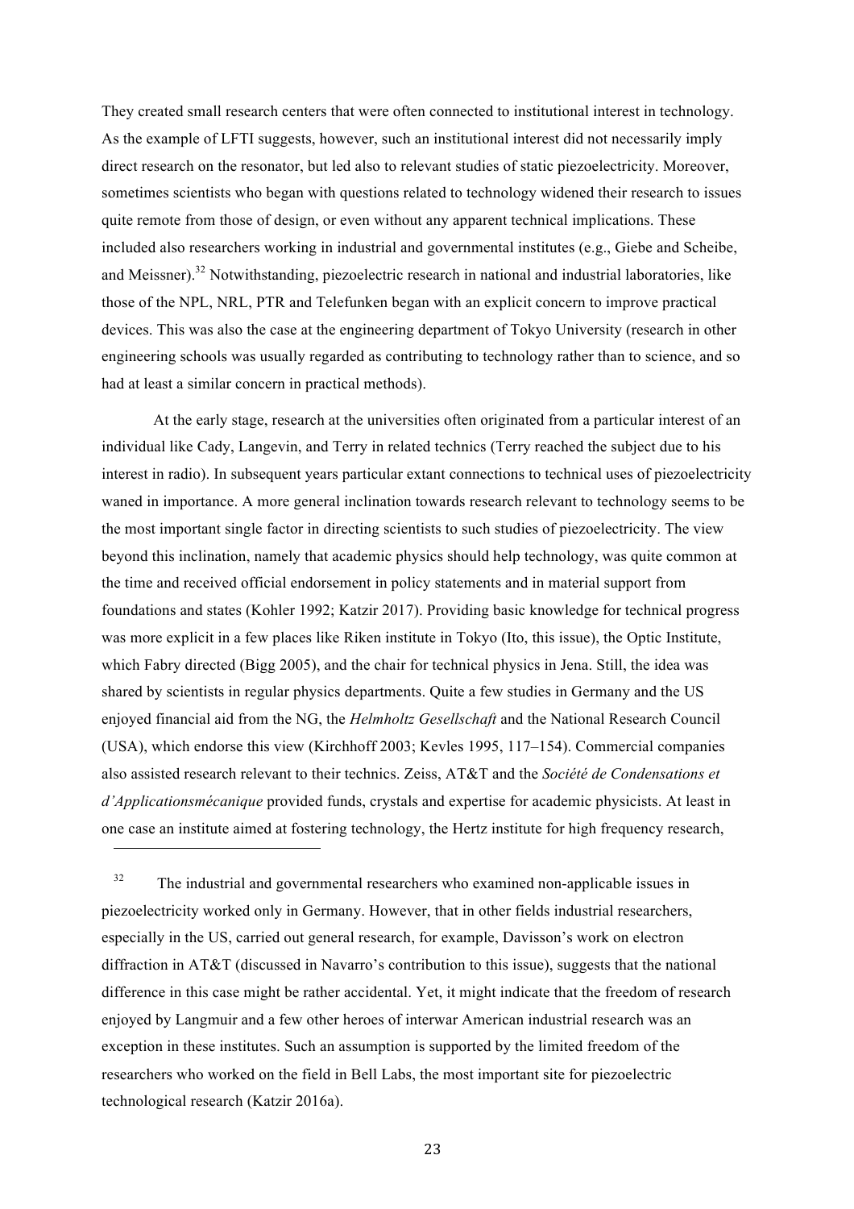They created small research centers that were often connected to institutional interest in technology. As the example of LFTI suggests, however, such an institutional interest did not necessarily imply direct research on the resonator, but led also to relevant studies of static piezoelectricity. Moreover, sometimes scientists who began with questions related to technology widened their research to issues quite remote from those of design, or even without any apparent technical implications. These included also researchers working in industrial and governmental institutes (e.g., Giebe and Scheibe, and Meissner).[32] Notwithstanding, piezoelectric research in national and industrial laboratories, like those of the NPL, NRL, PTR and Telefunken began with an explicit concern to improve practical devices. This was also the case at the engineering department of Tokyo University (research in other engineering schools was usually regarded as contributing to technology rather than to science, and so had at least a similar concern in practical methods).

At the early stage, research at the universities often originated from a particular interest of an individual like Cady, Langevin, and Terry in related technics (Terry reached the subject due to his interest in radio). In subsequent years particular extant connections to technical uses of piezoelectricity waned in importance. A more general inclination towards research relevant to technology seems to be the most important single factor in directing scientists to such studies of piezoelectricity. The view beyond this inclination, namely that academic physics should help technology, was quite common at the time and received official endorsement in policy statements and in material support from foundations and states (Kohler 1992; Katzir 2017). Providing basic knowledge for technical progress was more explicit in a few places like Riken institute in Tokyo (Ito, this issue), the Optic Institute, which Fabry directed (Bigg 2005), and the chair for technical physics in Jena. Still, the idea was shared by scientists in regular physics departments. Quite a few studies in Germany and the US enjoyed financial aid from the NG, the *Helmholtz Gesellschaft* and the National Research Council (USA), which endorse this view (Kirchhoff 2003; Kevles 1995, 117–154). Commercial companies also assisted research relevant to their technics. Zeiss, AT&T and the *Société de Condensations et d'Applicationsmécanique* provided funds, crystals and expertise for academic physicists. At least in one case an institute aimed at fostering technology, the Hertz institute for high frequency research,

---

[32] The industrial and governmental researchers who examined non-applicable issues in piezoelectricity worked only in Germany. However, that in other fields industrial researchers, especially in the US, carried out general research, for example, Davisson's work on electron diffraction in AT&T (discussed in Navarro's contribution to this issue), suggests that the national difference in this case might be rather accidental. Yet, it might indicate that the freedom of research enjoyed by Langmuir and a few other heroes of interwar American industrial research was an exception in these institutes. Such an assumption is supported by the limited freedom of the researchers who worked on the field in Bell Labs, the most important site for piezoelectric technological research (Katzir 2016a).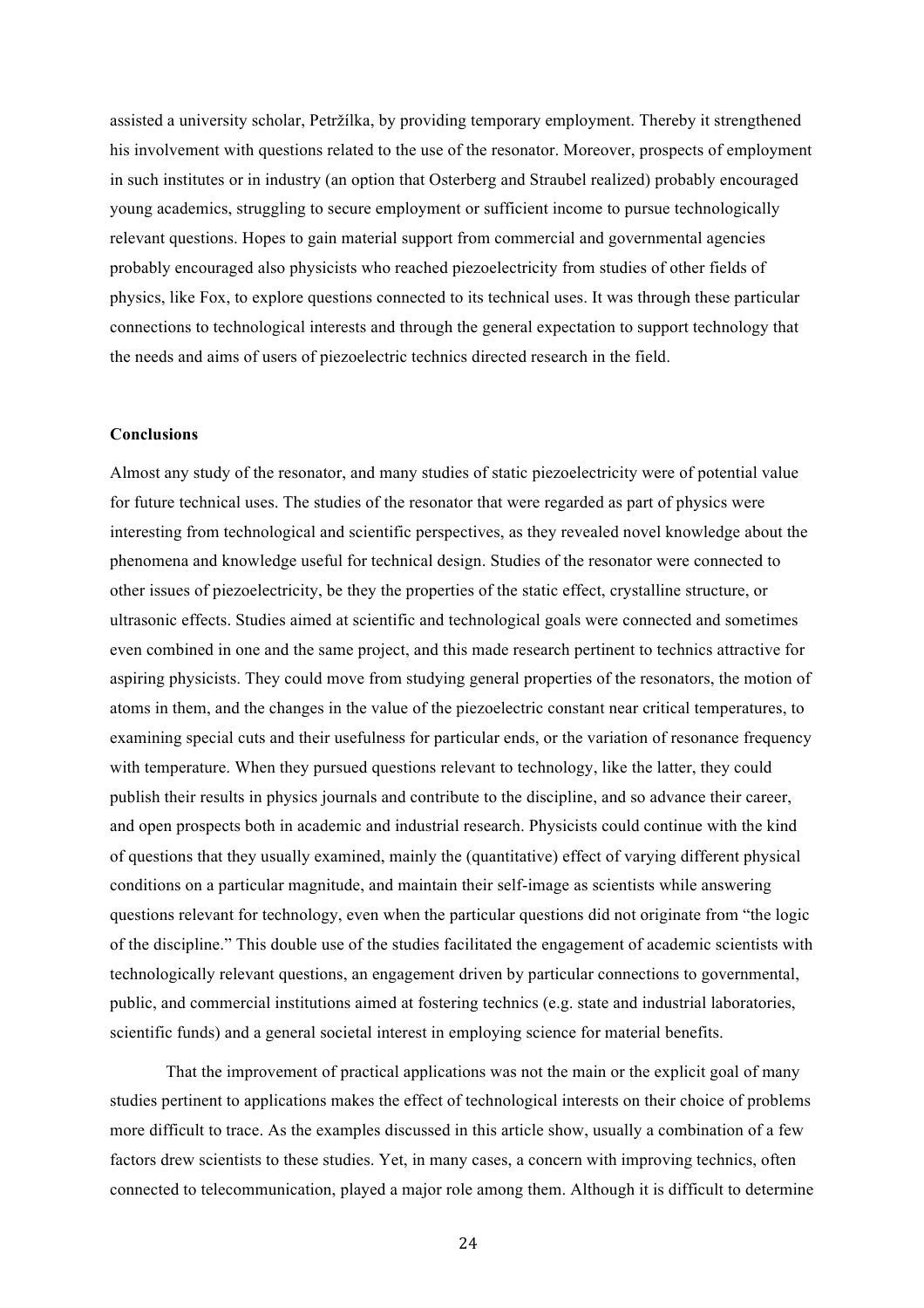assisted a university scholar, Petržílka, by providing temporary employment. Thereby it strengthened his involvement with questions related to the use of the resonator. Moreover, prospects of employment in such institutes or in industry (an option that Osterberg and Straubel realized) probably encouraged young academics, struggling to secure employment or sufficient income to pursue technologically relevant questions. Hopes to gain material support from commercial and governmental agencies probably encouraged also physicists who reached piezoelectricity from studies of other fields of physics, like Fox, to explore questions connected to its technical uses. It was through these particular connections to technological interests and through the general expectation to support technology that the needs and aims of users of piezoelectric technics directed research in the field.

## Conclusions

Almost any study of the resonator, and many studies of static piezoelectricity were of potential value for future technical uses. The studies of the resonator that were regarded as part of physics were interesting from technological and scientific perspectives, as they revealed novel knowledge about the phenomena and knowledge useful for technical design. Studies of the resonator were connected to other issues of piezoelectricity, be they the properties of the static effect, crystalline structure, or ultrasonic effects. Studies aimed at scientific and technological goals were connected and sometimes even combined in one and the same project, and this made research pertinent to technics attractive for aspiring physicists. They could move from studying general properties of the resonators, the motion of atoms in them, and the changes in the value of the piezoelectric constant near critical temperatures, to examining special cuts and their usefulness for particular ends, or the variation of resonance frequency with temperature. When they pursued questions relevant to technology, like the latter, they could publish their results in physics journals and contribute to the discipline, and so advance their career, and open prospects both in academic and industrial research. Physicists could continue with the kind of questions that they usually examined, mainly the (quantitative) effect of varying different physical conditions on a particular magnitude, and maintain their self-image as scientists while answering questions relevant for technology, even when the particular questions did not originate from "the logic of the discipline." This double use of the studies facilitated the engagement of academic scientists with technologically relevant questions, an engagement driven by particular connections to governmental, public, and commercial institutions aimed at fostering technics (e.g. state and industrial laboratories, scientific funds) and a general societal interest in employing science for material benefits.

That the improvement of practical applications was not the main or the explicit goal of many studies pertinent to applications makes the effect of technological interests on their choice of problems more difficult to trace. As the examples discussed in this article show, usually a combination of a few factors drew scientists to these studies. Yet, in many cases, a concern with improving technics, often connected to telecommunication, played a major role among them. Although it is difficult to determine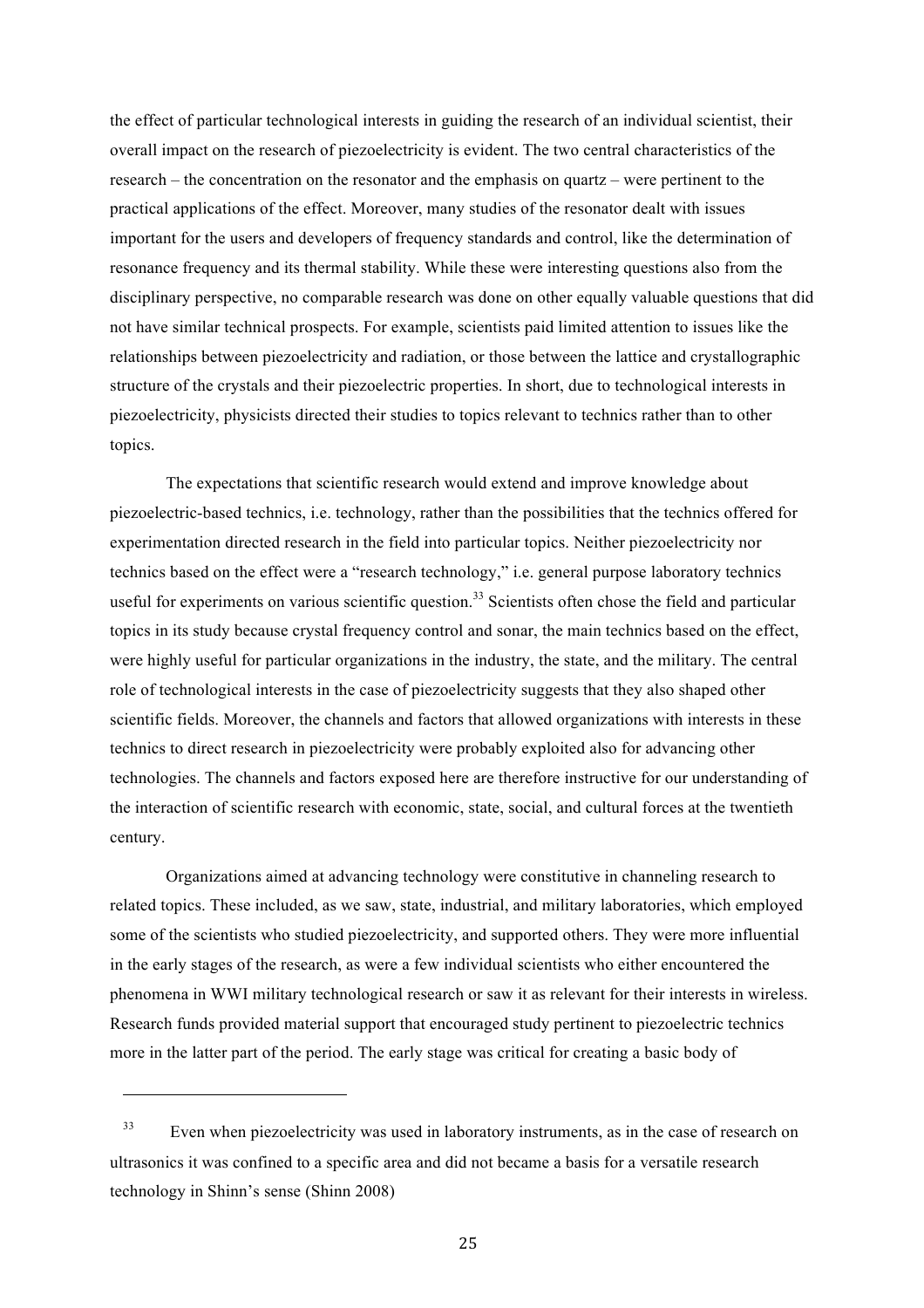the effect of particular technological interests in guiding the research of an individual scientist, their overall impact on the research of piezoelectricity is evident. The two central characteristics of the research – the concentration on the resonator and the emphasis on quartz – were pertinent to the practical applications of the effect. Moreover, many studies of the resonator dealt with issues important for the users and developers of frequency standards and control, like the determination of resonance frequency and its thermal stability. While these were interesting questions also from the disciplinary perspective, no comparable research was done on other equally valuable questions that did not have similar technical prospects. For example, scientists paid limited attention to issues like the relationships between piezoelectricity and radiation, or those between the lattice and crystallographic structure of the crystals and their piezoelectric properties. In short, due to technological interests in piezoelectricity, physicists directed their studies to topics relevant to technics rather than to other topics.

The expectations that scientific research would extend and improve knowledge about piezoelectric-based technics, i.e. technology, rather than the possibilities that the technics offered for experimentation directed research in the field into particular topics. Neither piezoelectricity nor technics based on the effect were a "research technology," i.e. general purpose laboratory technics useful for experiments on various scientific question.[33] Scientists often chose the field and particular topics in its study because crystal frequency control and sonar, the main technics based on the effect, were highly useful for particular organizations in the industry, the state, and the military. The central role of technological interests in the case of piezoelectricity suggests that they also shaped other scientific fields. Moreover, the channels and factors that allowed organizations with interests in these technics to direct research in piezoelectricity were probably exploited also for advancing other technologies. The channels and factors exposed here are therefore instructive for our understanding of the interaction of scientific research with economic, state, social, and cultural forces at the twentieth century.

Organizations aimed at advancing technology were constitutive in channeling research to related topics. These included, as we saw, state, industrial, and military laboratories, which employed some of the scientists who studied piezoelectricity, and supported others. They were more influential in the early stages of the research, as were a few individual scientists who either encountered the phenomena in WWI military technological research or saw it as relevant for their interests in wireless. Research funds provided material support that encouraged study pertinent to piezoelectric technics more in the latter part of the period. The early stage was critical for creating a basic body of

---

[33] Even when piezoelectricity was used in laboratory instruments, as in the case of research on ultrasonics it was confined to a specific area and did not became a basis for a versatile research technology in Shinn's sense (Shinn 2008)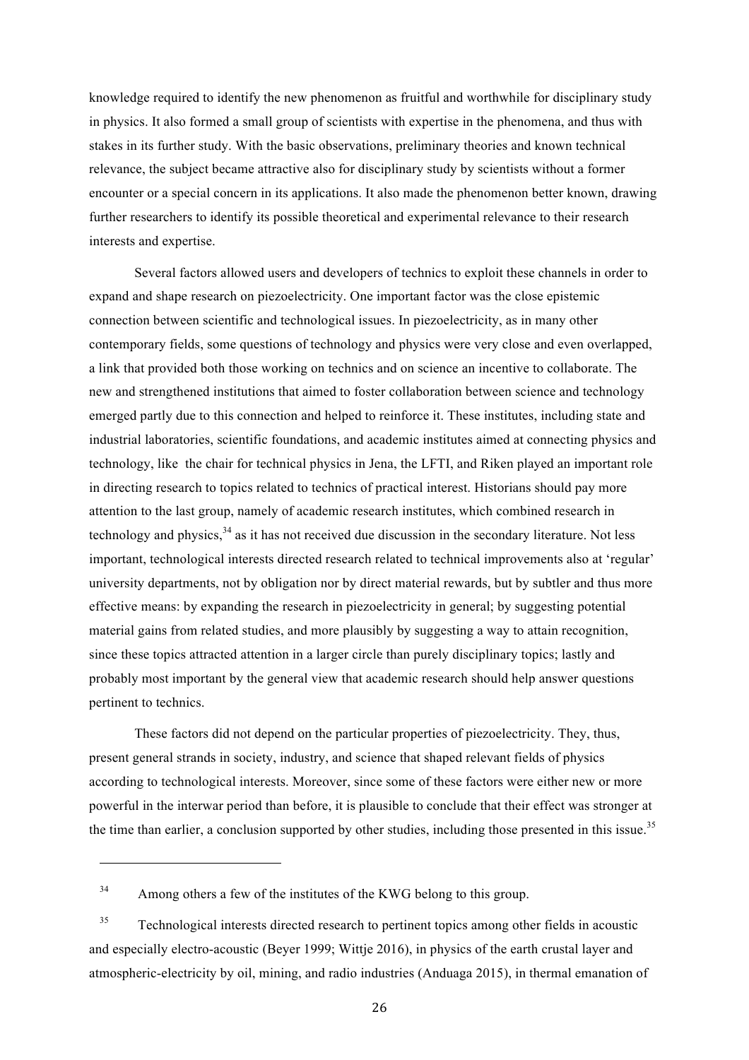knowledge required to identify the new phenomenon as fruitful and worthwhile for disciplinary study in physics. It also formed a small group of scientists with expertise in the phenomena, and thus with stakes in its further study. With the basic observations, preliminary theories and known technical relevance, the subject became attractive also for disciplinary study by scientists without a former encounter or a special concern in its applications. It also made the phenomenon better known, drawing further researchers to identify its possible theoretical and experimental relevance to their research interests and expertise.

Several factors allowed users and developers of technics to exploit these channels in order to expand and shape research on piezoelectricity. One important factor was the close epistemic connection between scientific and technological issues. In piezoelectricity, as in many other contemporary fields, some questions of technology and physics were very close and even overlapped, a link that provided both those working on technics and on science an incentive to collaborate. The new and strengthened institutions that aimed to foster collaboration between science and technology emerged partly due to this connection and helped to reinforce it. These institutes, including state and industrial laboratories, scientific foundations, and academic institutes aimed at connecting physics and technology, like the chair for technical physics in Jena, the LFTI, and Riken played an important role in directing research to topics related to technics of practical interest. Historians should pay more attention to the last group, namely of academic research institutes, which combined research in technology and physics,[34] as it has not received due discussion in the secondary literature. Not less important, technological interests directed research related to technical improvements also at 'regular' university departments, not by obligation nor by direct material rewards, but by subtler and thus more effective means: by expanding the research in piezoelectricity in general; by suggesting potential material gains from related studies, and more plausibly by suggesting a way to attain recognition, since these topics attracted attention in a larger circle than purely disciplinary topics; lastly and probably most important by the general view that academic research should help answer questions pertinent to technics.

These factors did not depend on the particular properties of piezoelectricity. They, thus, present general strands in society, industry, and science that shaped relevant fields of physics according to technological interests. Moreover, since some of these factors were either new or more powerful in the interwar period than before, it is plausible to conclude that their effect was stronger at the time than earlier, a conclusion supported by other studies, including those presented in this issue.[35]

---

[34] Among others a few of the institutes of the KWG belong to this group.

[35] Technological interests directed research to pertinent topics among other fields in acoustic and especially electro-acoustic (Beyer 1999; Wittje 2016), in physics of the earth crustal layer and atmospheric-electricity by oil, mining, and radio industries (Anduaga 2015), in thermal emanation of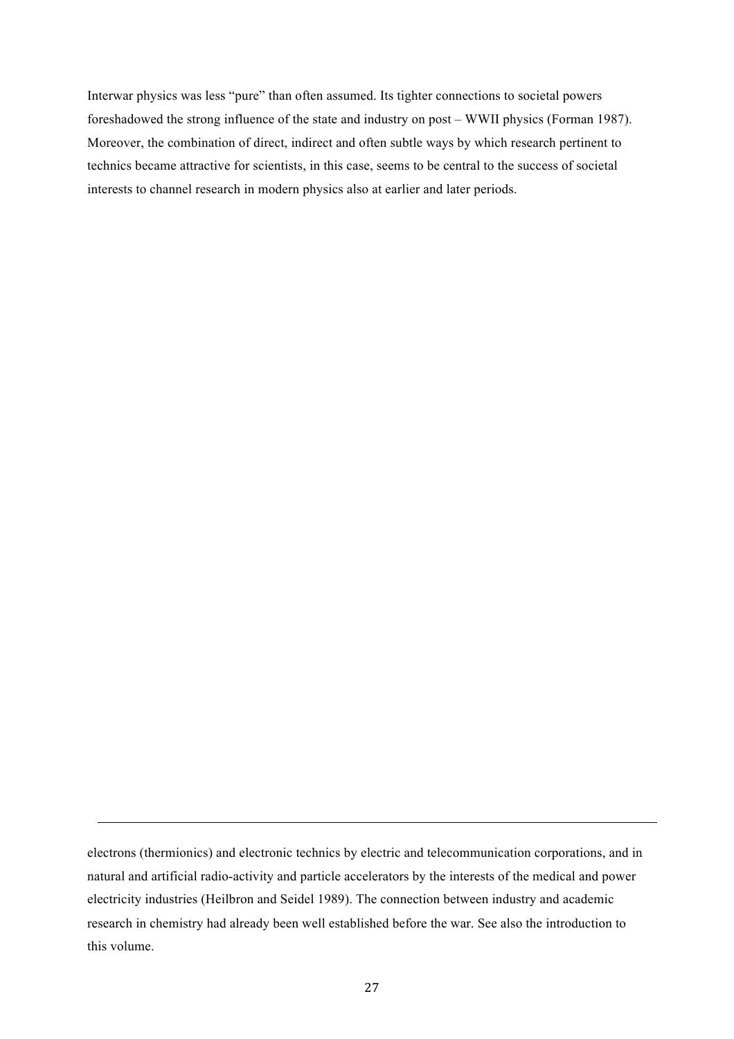Interwar physics was less “pure” than often assumed. Its tighter connections to societal powers foreshadowed the strong influence of the state and industry on post – WWII physics (Forman 1987). Moreover, the combination of direct, indirect and often subtle ways by which research pertinent to technics became attractive for scientists, in this case, seems to be central to the success of societal interests to channel research in modern physics also at earlier and later periods.

---

electrons (thermionics) and electronic technics by electric and telecommunication corporations, and in natural and artificial radio-activity and particle accelerators by the interests of the medical and power electricity industries (Heilbron and Seidel 1989). The connection between industry and academic research in chemistry had already been well established before the war. See also the introduction to this volume.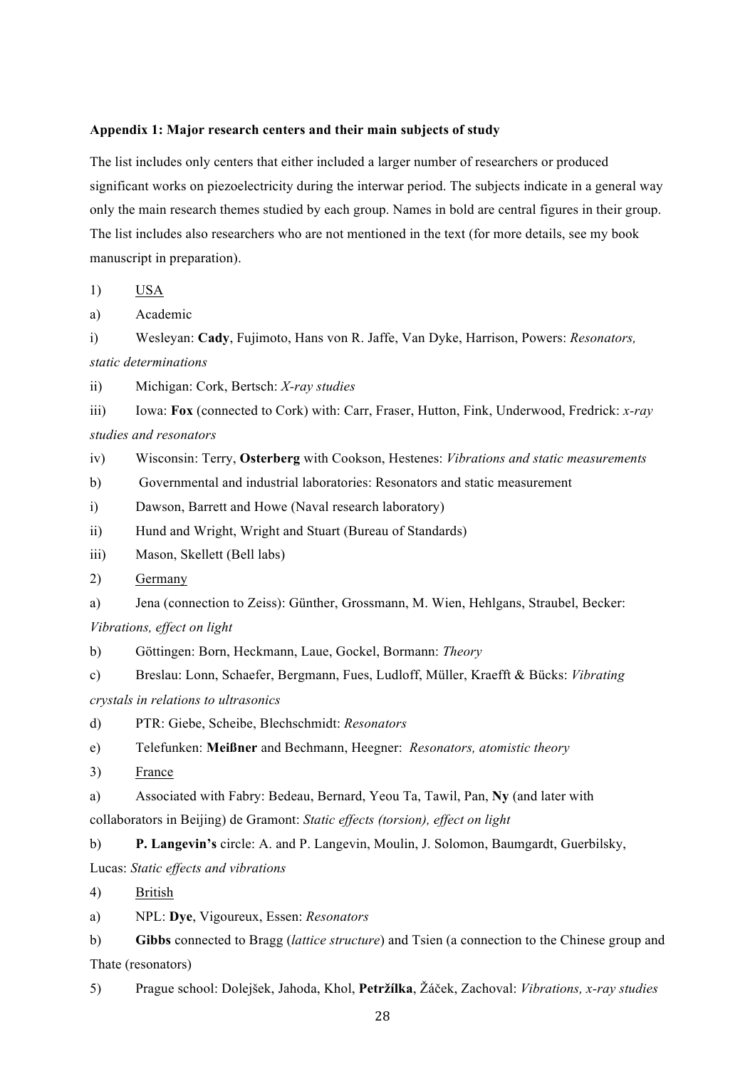**Appendix 1: Major research centers and their main subjects of study**

The list includes only centers that either included a larger number of researchers or produced significant works on piezoelectricity during the interwar period. The subjects indicate in a general way only the main research themes studied by each group. Names in bold are central figures in their group. The list includes also researchers who are not mentioned in the text (for more details, see my book manuscript in preparation).

1) <u>USA</u>

a) Academic

i) Wesleyan: **Cady**, Fujimoto, Hans von R. Jaffe, Van Dyke, Harrison, Powers: *Resonators, static determinations*

ii) Michigan: Cork, Bertsch: *X-ray studies*

iii) Iowa: **Fox** (connected to Cork) with: Carr, Fraser, Hutton, Fink, Underwood, Fredrick: *x-ray studies and resonators*

iv) Wisconsin: Terry, **Osterberg** with Cookson, Hestenes: *Vibrations and static measurements*

b) Governmental and industrial laboratories: Resonators and static measurement

i) Dawson, Barrett and Howe (Naval research laboratory)

ii) Hund and Wright, Wright and Stuart (Bureau of Standards)

iii) Mason, Skellett (Bell labs)

2) <u>Germany</u>

a) Jena (connection to Zeiss): Günther, Grossmann, M. Wien, Hehlgans, Straubel, Becker: *Vibrations, effect on light*

b) Göttingen: Born, Heckmann, Laue, Gockel, Bormann: *Theory*

c) Breslau: Lonn, Schaefer, Bergmann, Fues, Ludloff, Müller, Kraefft & Bücks: *Vibrating crystals in relations to ultrasonics*

d) PTR: Giebe, Scheibe, Blechschmidt: *Resonators*

e) Telefunken: **Meißner** and Bechmann, Heegner: *Resonators, atomistic theory*

3) <u>France</u>

a) Associated with Fabry: Bedeau, Bernard, Yeou Ta, Tawil, Pan, **Ny** (and later with collaborators in Beijing) de Gramont: *Static effects (torsion), effect on light*

b) **P. Langevin's** circle: A. and P. Langevin, Moulin, J. Solomon, Baumgardt, Guerbilsky, Lucas: *Static effects and vibrations*

4) <u>British</u>

a) NPL: **Dye**, Vigoureux, Essen: *Resonators*

b) **Gibbs** connected to Bragg (*lattice structure*) and Tsien (a connection to the Chinese group and Thate (resonators)

5) Prague school: Dolejšek, Jahoda, Khol, **Petržílka**, Žáček, Zachoval: *Vibrations, x-ray studies*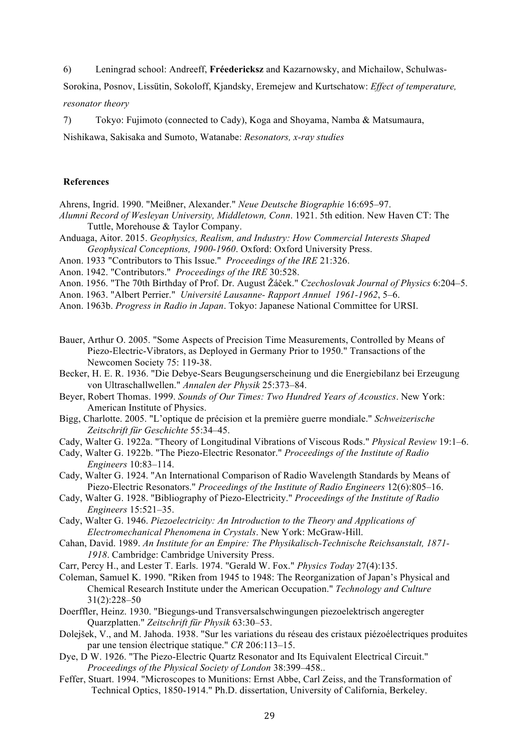6) Leningrad school: Andreeff, **Fréedericksz** and Kazarnowsky, and Michailow, Schulwas-Sorokina, Posnov, Lissütin, Sokoloff, Kjandsky, Eremejew and Kurtschatow: *Effect of temperature, resonator theory*

7) Tokyo: Fujimoto (connected to Cady), Koga and Shoyama, Namba & Matsumaura, Nishikawa, Sakisaka and Sumoto, Watanabe: *Resonators, x-ray studies*

## References

Ahrens, Ingrid. 1990. "Meißner, Alexander." *Neue Deutsche Biographie* 16:695–97.

*Alumni Record of Wesleyan University, Middletown, Conn*. 1921. 5th edition. New Haven CT: The Tuttle, Morehouse & Taylor Company.

Anduaga, Aitor. 2015. *Geophysics, Realism, and Industry: How Commercial Interests Shaped Geophysical Conceptions, 1900-1960*. Oxford: Oxford University Press.

Anon. 1933 "Contributors to This Issue." *Proceedings of the IRE* 21:326.

Anon. 1942. "Contributors." *Proceedings of the IRE* 30:528.

Anon. 1956. "The 70th Birthday of Prof. Dr. August Žáček." *Czechoslovak Journal of Physics* 6:204–5.

Anon. 1963. "Albert Perrier." *Université Lausanne- Rapport Annuel 1961-1962*, 5–6.

Anon. 1963b. *Progress in Radio in Japan*. Tokyo: Japanese National Committee for URSI.

Bauer, Arthur O. 2005. "Some Aspects of Precision Time Measurements, Controlled by Means of Piezo-Electric-Vibrators, as Deployed in Germany Prior to 1950." Transactions of the Newcomen Society 75: 119-38.

Becker, H. E. R. 1936. "Die Debye-Sears Beugungserscheinung und die Energiebilanz bei Erzeugung von Ultraschallwellen." *Annalen der Physik* 25:373–84.

Beyer, Robert Thomas. 1999. *Sounds of Our Times: Two Hundred Years of Acoustics*. New York: American Institute of Physics.

Bigg, Charlotte. 2005. "L'optique de précision et la première guerre mondiale." *Schweizerische Zeitschrift für Geschichte* 55:34–45.

Cady, Walter G. 1922a. "Theory of Longitudinal Vibrations of Viscous Rods." *Physical Review* 19:1–6.

Cady, Walter G. 1922b. "The Piezo-Electric Resonator." *Proceedings of the Institute of Radio Engineers* 10:83–114.

Cady, Walter G. 1924. "An International Comparison of Radio Wavelength Standards by Means of Piezo-Electric Resonators." *Proceedings of the Institute of Radio Engineers* 12(6):805–16.

Cady, Walter G. 1928. "Bibliography of Piezo-Electricity." *Proceedings of the Institute of Radio Engineers* 15:521–35.

Cady, Walter G. 1946. *Piezoelectricity: An Introduction to the Theory and Applications of Electromechanical Phenomena in Crystals*. New York: McGraw-Hill.

Cahan, David. 1989. *An Institute for an Empire: The Physikalisch-Technische Reichsanstalt, 1871-1918*. Cambridge: Cambridge University Press.

Carr, Percy H., and Lester T. Earls. 1974. "Gerald W. Fox." *Physics Today* 27(4):135.

Coleman, Samuel K. 1990. "Riken from 1945 to 1948: The Reorganization of Japan's Physical and Chemical Research Institute under the American Occupation." *Technology and Culture* 31(2):228–50

Doerffler, Heinz. 1930. "Biegungs-und Transversalschwingungen piezoelektrisch angeregter Quarzplatten." *Zeitschrift für Physik* 63:30–53.

Dolejšek, V., and M. Jahoda. 1938. "Sur les variations du réseau des cristaux piézoélectriques produites par une tension électrique statique." *CR* 206:113–15.

Dye, D W. 1926. "The Piezo-Electric Quartz Resonator and Its Equivalent Electrical Circuit." *Proceedings of the Physical Society of London* 38:399–458..

Feffer, Stuart. 1994. "Microscopes to Munitions: Ernst Abbe, Carl Zeiss, and the Transformation of Technical Optics, 1850-1914." Ph.D. dissertation, University of California, Berkeley.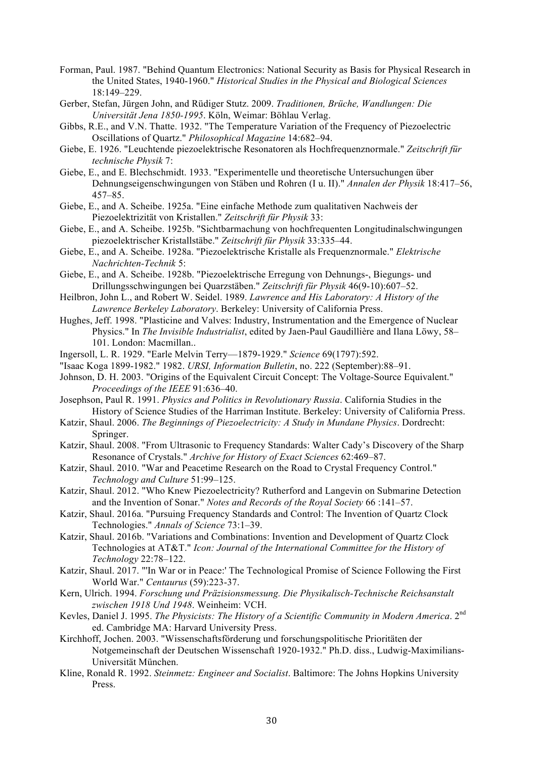Forman, Paul. 1987. "Behind Quantum Electronics: National Security as Basis for Physical Research in the United States, 1940-1960." *Historical Studies in the Physical and Biological Sciences* 18:149–229.

Gerber, Stefan, Jürgen John, and Rüdiger Stutz. 2009. *Traditionen, Brüche, Wandlungen: Die Universität Jena 1850-1995*. Köln, Weimar: Böhlau Verlag.

Gibbs, R.E., and V.N. Thatte. 1932. "The Temperature Variation of the Frequency of Piezoelectric Oscillations of Quartz." *Philosophical Magazine* 14:682–94.

Giebe, E. 1926. "Leuchtende piezoelektrische Resonatoren als Hochfrequenznormale." *Zeitschrift für technische Physik* 7:

Giebe, E., and E. Blechschmidt. 1933. "Experimentelle und theoretische Untersuchungen über Dehnungseigenschwingungen von Stäben und Rohren (I u. II)." *Annalen der Physik* 18:417–56, 457–85.

Giebe, E., and A. Scheibe. 1925a. "Eine einfache Methode zum qualitativen Nachweis der Piezoelektrizität von Kristallen." *Zeitschrift für Physik* 33:

Giebe, E., and A. Scheibe. 1925b. "Über Schwingungen von hochfrequenten Longitudinalschwingungen piezoelektrischer Kristallstäbe." *Zeitschrift für Physik* 33:335–44.

Giebe, E., and A. Scheibe. 1928a. "Piezoelektrische Kristalle als Frequenznormale." *Elektrische Nachrichten-Technik* 5:

Giebe, E., and A. Scheibe. 1928b. "Piezoelektrische Erregung von Dehnungs-, Biegungs- und Drillungsschwingungen bei Quarzstäben." *Zeitschrift für Physik* 46(9-10):607–52.

Heilbron, John L., and Robert W. Seidel. 1989. *Lawrence and His Laboratory: A History of the Lawrence Berkeley Laboratory*. Berkeley: University of California Press.

Hughes, Jeff. 1998. "Plasticine and Valves: Industry, Instrumentation and the Emergence of Nuclear Physics." In *The Invisible Industrialist*, edited by Jaen-Paul Gaudillière and Ilana Löwy, 58–101. London: Macmillan..

Ingersoll, L. R. 1929. "Earle Melvin Terry—1879-1929." *Science* 69(1797):592.

"Isaac Koga 1899-1982." 1982. *URSI, Information Bulletin*, no. 222 (September):88–91.

Johnson, D. H. 2003. "Origins of the Equivalent Circuit Concept: The Voltage-Source Equivalent." *Proceedings of the IEEE* 91:636–40.

Josephson, Paul R. 1991. *Physics and Politics in Revolutionary Russia*. California Studies in the History of Science Studies of the Harriman Institute. Berkeley: University of California Press.

Katzir, Shaul. 2006. *The Beginnings of Piezoelectricity: A Study in Mundane Physics*. Dordrecht: Springer.

Katzir, Shaul. 2008. "From Ultrasonic to Frequency Standards: Walter Cady's Discovery of the Sharp Resonance of Crystals." *Archive for History of Exact Sciences* 62:469–87.

Katzir, Shaul. 2010. "War and Peacetime Research on the Road to Crystal Frequency Control." *Technology and Culture* 51:99–125.

Katzir, Shaul. 2012. "Who Knew Piezoelectricity? Rutherford and Langevin on Submarine Detection and the Invention of Sonar." *Notes and Records of the Royal Society* 66 :141–57.

Katzir, Shaul. 2016a. "Pursuing Frequency Standards and Control: The Invention of Quartz Clock Technologies." *Annals of Science* 73:1–39.

Katzir, Shaul. 2016b. "Variations and Combinations: Invention and Development of Quartz Clock Technologies at AT&T." *Icon: Journal of the International Committee for the History of Technology* 22:78–122.

Katzir, Shaul. 2017. "'In War or in Peace:' The Technological Promise of Science Following the First World War." *Centaurus* (59):223-37.

Kern, Ulrich. 1994. *Forschung und Präzisionsmessung. Die Physikalisch-Technische Reichsanstalt zwischen 1918 Und 1948*. Weinheim: VCH.

Kevles, Daniel J. 1995. *The Physicists: The History of a Scientific Community in Modern America*. 2nd ed. Cambridge MA: Harvard University Press.

Kirchhoff, Jochen. 2003. "Wissenschaftsförderung und forschungspolitische Prioritäten der Notgemeinschaft der Deutschen Wissenschaft 1920-1932." Ph.D. diss., Ludwig-Maximilians-Universität München.

Kline, Ronald R. 1992. *Steinmetz: Engineer and Socialist*. Baltimore: The Johns Hopkins University Press.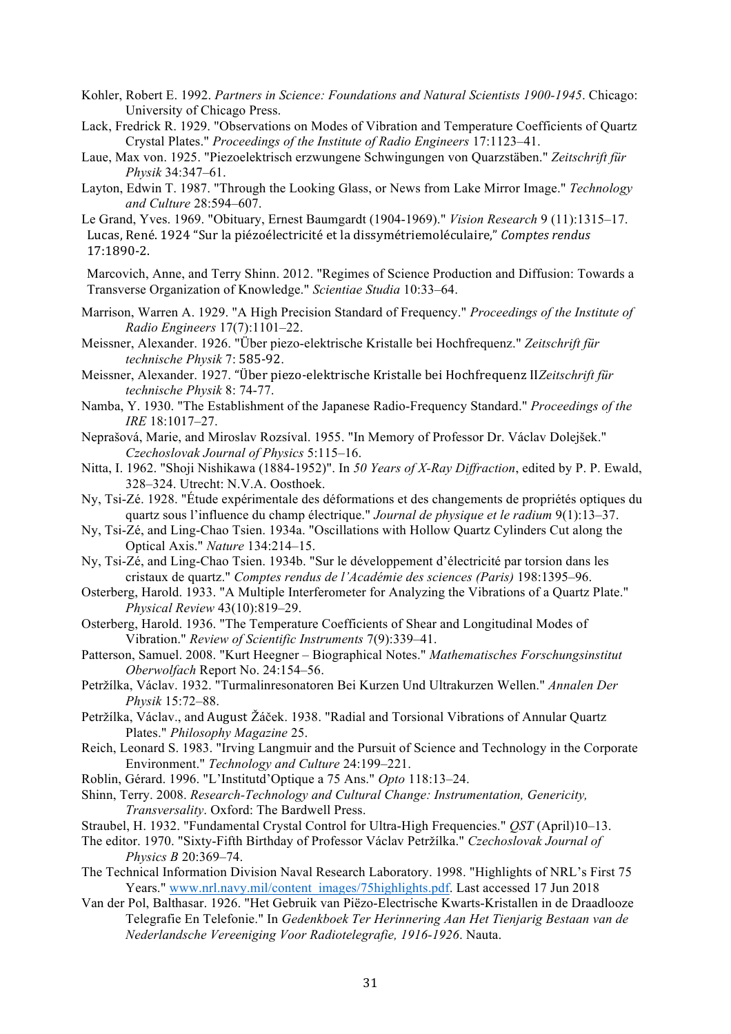Kohler, Robert E. 1992. *Partners in Science: Foundations and Natural Scientists 1900-1945*. Chicago: University of Chicago Press.

Lack, Fredrick R. 1929. "Observations on Modes of Vibration and Temperature Coefficients of Quartz Crystal Plates." *Proceedings of the Institute of Radio Engineers* 17:1123–41.

Laue, Max von. 1925. "Piezoelektrisch erzwungene Schwingungen von Quarzstäben." *Zeitschrift für Physik* 34:347–61.

Layton, Edwin T. 1987. "Through the Looking Glass, or News from Lake Mirror Image." *Technology and Culture* 28:594–607.

Le Grand, Yves. 1969. "Obituary, Ernest Baumgardt (1904-1969)." *Vision Research* 9 (11):1315–17.

Lucas, René. 1924 "Sur la piézoélectricité et la dissymétriemoléculaire," *Comptes rendus* 17:1890-2.

Marcovich, Anne, and Terry Shinn. 2012. "Regimes of Science Production and Diffusion: Towards a Transverse Organization of Knowledge." *Scientiae Studia* 10:33–64.

Marrison, Warren A. 1929. "A High Precision Standard of Frequency." *Proceedings of the Institute of Radio Engineers* 17(7):1101–22.

Meissner, Alexander. 1926. "Über piezo-elektrische Kristalle bei Hochfrequenz." *Zeitschrift für technische Physik* 7: 585-92.

Meissner, Alexander. 1927. "Über piezo-elektrische Kristalle bei Hochfrequenz II*Zeitschrift für technische Physik* 8: 74-77.

Namba, Y. 1930. "The Establishment of the Japanese Radio-Frequency Standard." *Proceedings of the IRE* 18:1017–27.

Neprašová, Marie, and Miroslav Rozsíval. 1955. "In Memory of Professor Dr. Václav Dolejšek." *Czechoslovak Journal of Physics* 5:115–16.

Nitta, I. 1962. "Shoji Nishikawa (1884-1952)". In *50 Years of X-Ray Diffraction*, edited by P. P. Ewald, 328–324. Utrecht: N.V.A. Oosthoek.

Ny, Tsi-Zé. 1928. "Étude expérimentale des déformations et des changements de propriétés optiques du quartz sous l'influence du champ électrique." *Journal de physique et le radium* 9(1):13–37.

Ny, Tsi-Zé, and Ling-Chao Tsien. 1934a. "Oscillations with Hollow Quartz Cylinders Cut along the Optical Axis." *Nature* 134:214–15.

Ny, Tsi-Zé, and Ling-Chao Tsien. 1934b. "Sur le développement d'électricité par torsion dans les cristaux de quartz." *Comptes rendus de l'Académie des sciences (Paris)* 198:1395–96.

Osterberg, Harold. 1933. "A Multiple Interferometer for Analyzing the Vibrations of a Quartz Plate." *Physical Review* 43(10):819–29.

Osterberg, Harold. 1936. "The Temperature Coefficients of Shear and Longitudinal Modes of Vibration." *Review of Scientific Instruments* 7(9):339–41.

Patterson, Samuel. 2008. "Kurt Heegner – Biographical Notes." *Mathematisches Forschungsinstitut Oberwolfach* Report No. 24:154–56.

Petržílka, Václav. 1932. "Turmalinresonatoren Bei Kurzen Und Ultrakurzen Wellen." *Annalen Der Physik* 15:72–88.

Petržílka, Václav., and August Žáček. 1938. "Radial and Torsional Vibrations of Annular Quartz Plates." *Philosophy Magazine* 25.

Reich, Leonard S. 1983. "Irving Langmuir and the Pursuit of Science and Technology in the Corporate Environment." *Technology and Culture* 24:199–221.

Roblin, Gérard. 1996. "L'Institutd'Optique a 75 Ans." *Opto* 118:13–24.

Shinn, Terry. 2008. *Research-Technology and Cultural Change: Instrumentation, Genericity, Transversality*. Oxford: The Bardwell Press.

Straubel, H. 1932. "Fundamental Crystal Control for Ultra-High Frequencies." *QST* (April)10–13.

The editor. 1970. "Sixty-Fifth Birthday of Professor Václav Petržílka." *Czechoslovak Journal of Physics B* 20:369–74.

The Technical Information Division Naval Research Laboratory. 1998. "Highlights of NRL's First 75 Years." www.nrl.navy.mil/content_images/75highlights.pdf. Last accessed 17 Jun 2018

Van der Pol, Balthasar. 1926. "Het Gebruik van Piëzo-Electrische Kwarts-Kristallen in de Draadlooze Telegrafie En Telefonie." In *Gedenkboek Ter Herinnering Aan Het Tienjarig Bestaan van de Nederlandsche Vereeniging Voor Radiotelegrafie, 1916-1926*. Nauta.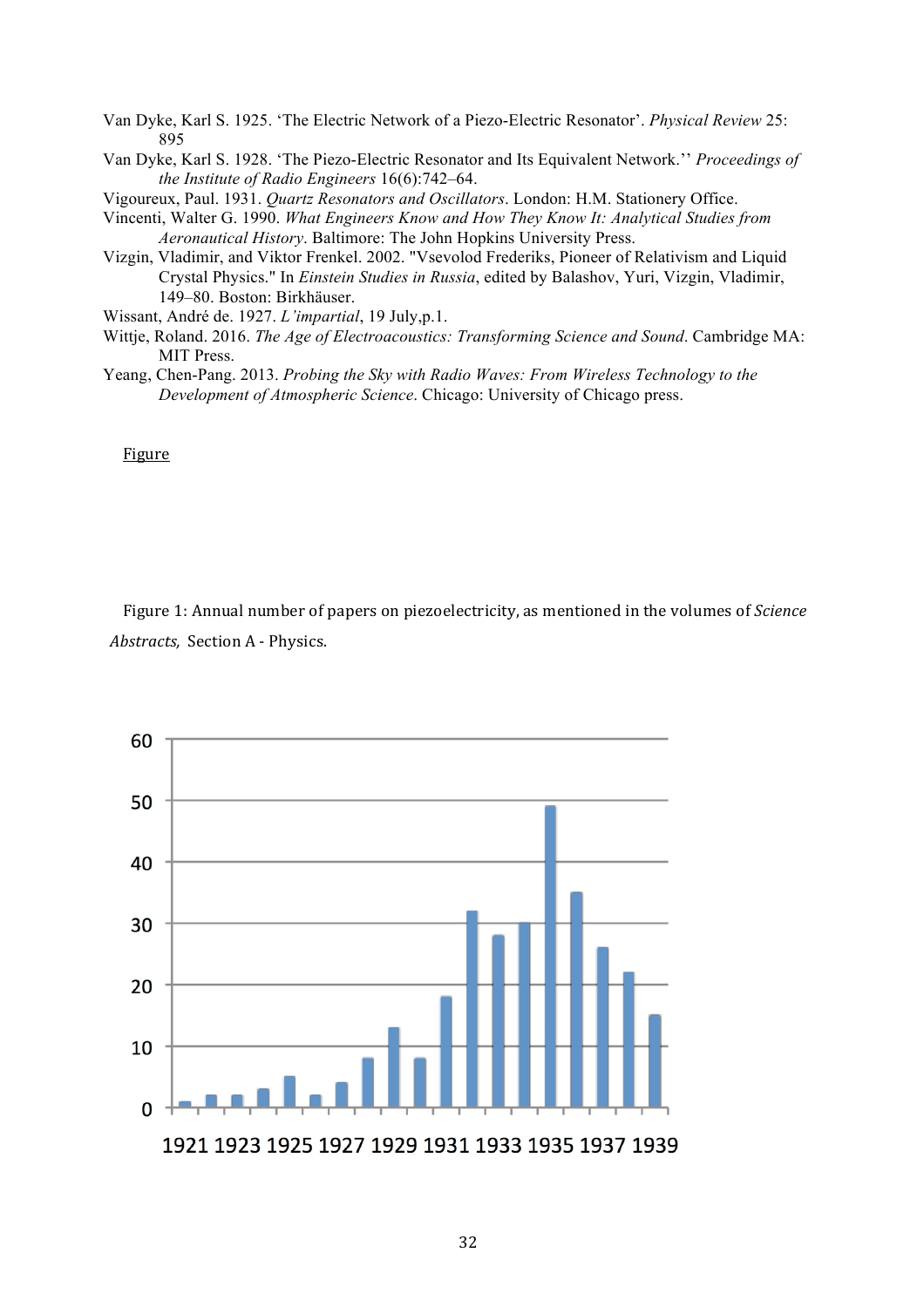Van Dyke, Karl S. 1925. 'The Electric Network of a Piezo-Electric Resonator'. *Physical Review* 25: 895

Van Dyke, Karl S. 1928. 'The Piezo-Electric Resonator and Its Equivalent Network.'' *Proceedings of the Institute of Radio Engineers* 16(6):742–64.

Vigoureux, Paul. 1931. *Quartz Resonators and Oscillators*. London: H.M. Stationery Office.

Vincenti, Walter G. 1990. *What Engineers Know and How They Know It: Analytical Studies from Aeronautical History*. Baltimore: The John Hopkins University Press.

Vizgin, Vladimir, and Viktor Frenkel. 2002. "Vsevolod Frederiks, Pioneer of Relativism and Liquid Crystal Physics." In *Einstein Studies in Russia*, edited by Balashov, Yuri, Vizgin, Vladimir, 149–80. Boston: Birkhäuser.

Wissant, André de. 1927. *L'impartial*, 19 July,p.1.

Wittje, Roland. 2016. *The Age of Electroacoustics: Transforming Science and Sound*. Cambridge MA: MIT Press.

Yeang, Chen-Pang. 2013. *Probing the Sky with Radio Waves: From Wireless Technology to the Development of Atmospheric Science*. Chicago: University of Chicago press.

Figure

Figure 1: Annual number of papers on piezoelectricity, as mentioned in the volumes of *Science Abstracts*, Section A - Physics.

60
50
40
30
20
10
0

1921 1923 1925 1927 1929 1931 1933 1935 1937 1939